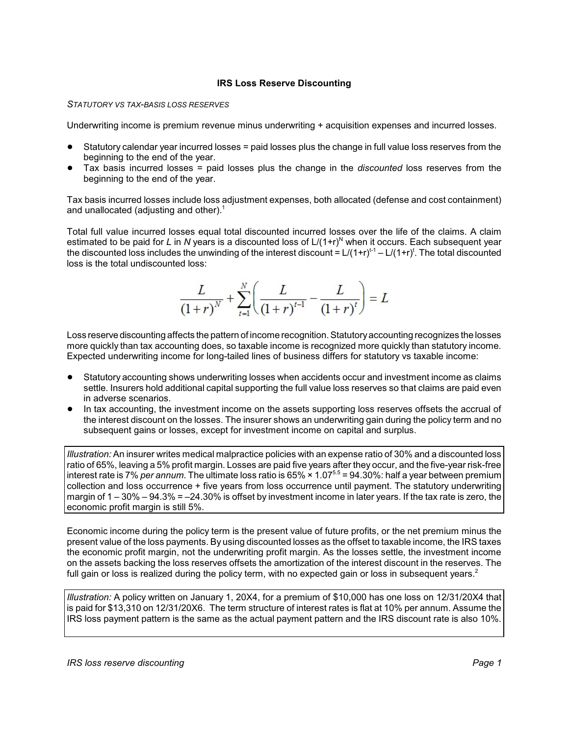# IRS Loss Reserve Discounting

*STATUTORY VS TAX-BASIS LOSS RESERVES*

Underwriting income is premium revenue minus underwriting + acquisition expenses and incurred losses.

- Statutory calendar year incurred losses = paid losses plus the change in full value loss reserves from the beginning to the end of the year.
- Tax basis incurred losses = paid losses plus the change in the *discounted* loss reserves from the beginning to the end of the year.

Tax basis incurred losses include loss adjustment expenses, both allocated (defense and cost containment) and unallocated (adjusting and other).[1]

Total full value incurred losses equal total discounted incurred losses over the life of the claims. A claim estimated to be paid for *L* in *N* years is a discounted loss of $L/(1+r)^N$ when it occurs. Each subsequent year the discounted loss includes the unwinding of the interest discount = $L/(1+r)^{t-1} - L/(1+r)^t$. The total discounted loss is the total undiscounted loss:

$$\frac{L}{(1+r)^N} + \sum_{t=1}^{N}\left(\frac{L}{(1+r)^{t-1}} - \frac{L}{(1+r)^t}\right) = L$$

Loss reserve discounting affects the pattern of income recognition. Statutory accounting recognizes the losses more quickly than tax accounting does, so taxable income is recognized more quickly than statutory income. Expected underwriting income for long-tailed lines of business differs for statutory vs taxable income:

- Statutory accounting shows underwriting losses when accidents occur and investment income as claims settle. Insurers hold additional capital supporting the full value loss reserves so that claims are paid even in adverse scenarios.
- In tax accounting, the investment income on the assets supporting loss reserves offsets the accrual of the interest discount on the losses. The insurer shows an underwriting gain during the policy term and no subsequent gains or losses, except for investment income on capital and surplus.

> *Illustration:* An insurer writes medical malpractice policies with an expense ratio of 30% and a discounted loss ratio of 65%, leaving a 5% profit margin. Losses are paid five years after they occur, and the five-year risk-free interest rate is 7% *per annum*. The ultimate loss ratio is 65% × $1.07^{5.5}$ = 94.30%: half a year between premium collection and loss occurrence + five years from loss occurrence until payment. The statutory underwriting margin of 1 – 30% – 94.3% = –24.30% is offset by investment income in later years. If the tax rate is zero, the economic profit margin is still 5%.

Economic income during the policy term is the present value of future profits, or the net premium minus the present value of the loss payments. By using discounted losses as the offset to taxable income, the IRS taxes the economic profit margin, not the underwriting profit margin. As the losses settle, the investment income on the assets backing the loss reserves offsets the amortization of the interest discount in the reserves. The full gain or loss is realized during the policy term, with no expected gain or loss in subsequent years.[2]

> *Illustration:* A policy written on January 1, 20X4, for a premium of \$10,000 has one loss on 12/31/20X4 that is paid for \$13,310 on 12/31/20X6. The term structure of interest rates is flat at 10% per annum. Assume the IRS loss payment pattern is the same as the actual payment pattern and the IRS discount rate is also 10%.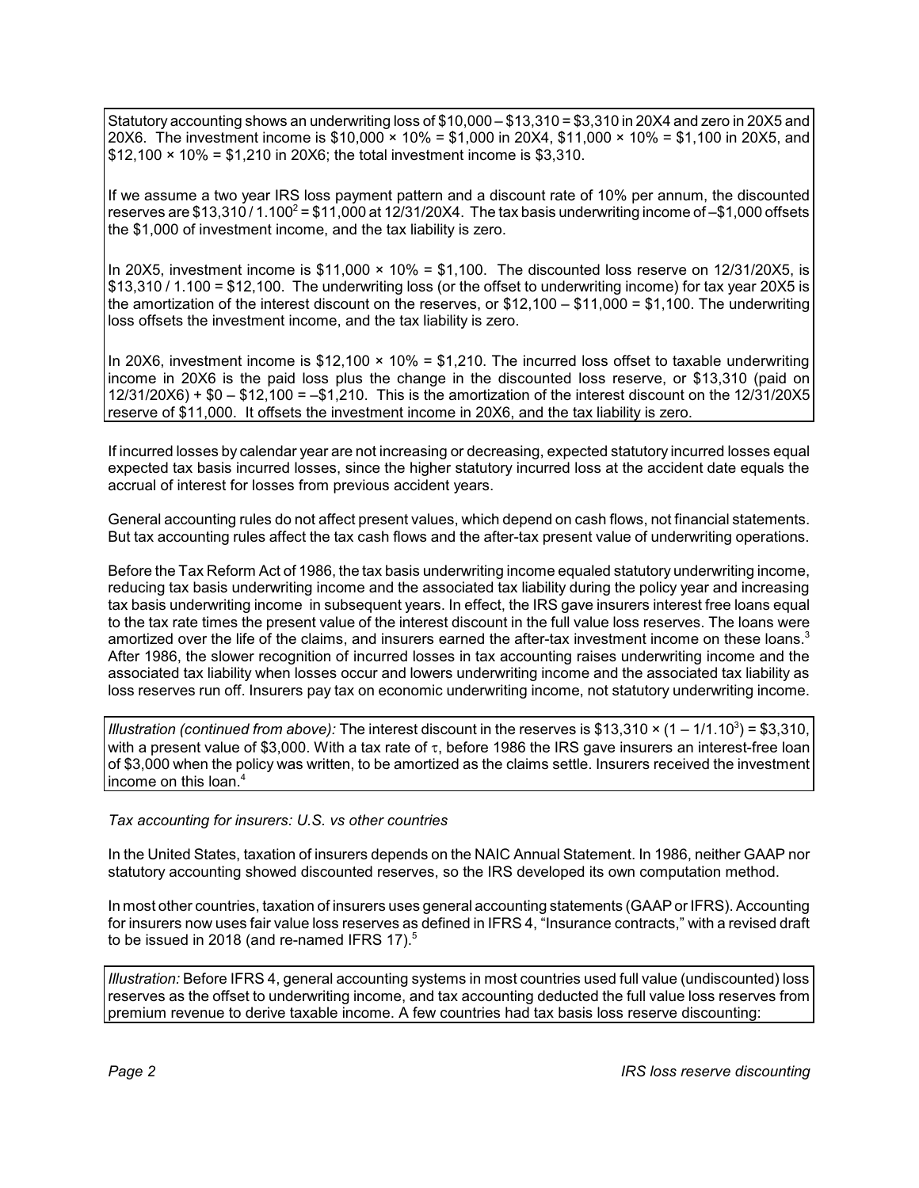Statutory accounting shows an underwriting loss of \$10,000 – \$13,310 = \$3,310 in 20X4 and zero in 20X5 and 20X6. The investment income is \$10,000 × 10% = \$1,000 in 20X4, \$11,000 × 10% = \$1,100 in 20X5, and \$12,100 × 10% = \$1,210 in 20X6; the total investment income is \$3,310.

If we assume a two year IRS loss payment pattern and a discount rate of 10% per annum, the discounted reserves are \$13,310 / $1.100^2$ = \$11,000 at 12/31/20X4. The tax basis underwriting income of –\$1,000 offsets the \$1,000 of investment income, and the tax liability is zero.

In 20X5, investment income is \$11,000 × 10% = \$1,100. The discounted loss reserve on 12/31/20X5, is \$13,310 / 1.100 = \$12,100. The underwriting loss (or the offset to underwriting income) for tax year 20X5 is the amortization of the interest discount on the reserves, or \$12,100 – \$11,000 = \$1,100. The underwriting loss offsets the investment income, and the tax liability is zero.

In 20X6, investment income is \$12,100 × 10% = \$1,210. The incurred loss offset to taxable underwriting income in 20X6 is the paid loss plus the change in the discounted loss reserve, or \$13,310 (paid on 12/31/20X6) + \$0 – \$12,100 = –\$1,210. This is the amortization of the interest discount on the 12/31/20X5 reserve of \$11,000. It offsets the investment income in 20X6, and the tax liability is zero.

If incurred losses by calendar year are not increasing or decreasing, expected statutory incurred losses equal expected tax basis incurred losses, since the higher statutory incurred loss at the accident date equals the accrual of interest for losses from previous accident years.

General accounting rules do not affect present values, which depend on cash flows, not financial statements. But tax accounting rules affect the tax cash flows and the after-tax present value of underwriting operations.

Before the Tax Reform Act of 1986, the tax basis underwriting income equaled statutory underwriting income, reducing tax basis underwriting income and the associated tax liability during the policy year and increasing tax basis underwriting income in subsequent years. In effect, the IRS gave insurers interest free loans equal to the tax rate times the present value of the interest discount in the full value loss reserves. The loans were amortized over the life of the claims, and insurers earned the after-tax investment income on these loans.[3] After 1986, the slower recognition of incurred losses in tax accounting raises underwriting income and the associated tax liability when losses occur and lowers underwriting income and the associated tax liability as loss reserves run off. Insurers pay tax on economic underwriting income, not statutory underwriting income.

*Illustration (continued from above):* The interest discount in the reserves is \$13,310 × (1 – 1/$1.10^3$) = \$3,310, with a present value of \$3,000. With a tax rate of $\tau$, before 1986 the IRS gave insurers an interest-free loan of \$3,000 when the policy was written, to be amortized as the claims settle. Insurers received the investment income on this loan.[4]

*Tax accounting for insurers: U.S. vs other countries*

In the United States, taxation of insurers depends on the NAIC Annual Statement. In 1986, neither GAAP nor statutory accounting showed discounted reserves, so the IRS developed its own computation method.

In most other countries, taxation of insurers uses general accounting statements (GAAP or IFRS). Accounting for insurers now uses fair value loss reserves as defined in IFRS 4, "Insurance contracts," with a revised draft to be issued in 2018 (and re-named IFRS 17).[5]

*Illustration:* Before IFRS 4, general accounting systems in most countries used full value (undiscounted) loss reserves as the offset to underwriting income, and tax accounting deducted the full value loss reserves from premium revenue to derive taxable income. A few countries had tax basis loss reserve discounting: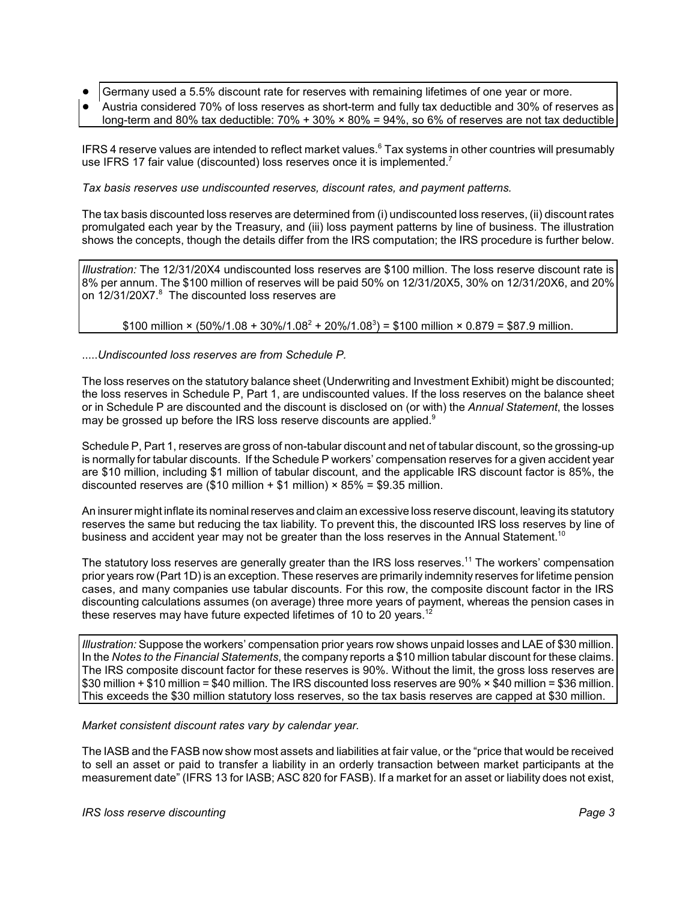- Germany used a 5.5% discount rate for reserves with remaining lifetimes of one year or more.
- Austria considered 70% of loss reserves as short-term and fully tax deductible and 30% of reserves as long-term and 80% tax deductible: 70% + 30% × 80% = 94%, so 6% of reserves are not tax deductible

IFRS 4 reserve values are intended to reflect market values.[6] Tax systems in other countries will presumably use IFRS 17 fair value (discounted) loss reserves once it is implemented.[7]

*Tax basis reserves use undiscounted reserves, discount rates, and payment patterns.*

The tax basis discounted loss reserves are determined from (i) undiscounted loss reserves, (ii) discount rates promulgated each year by the Treasury, and (iii) loss payment patterns by line of business. The illustration shows the concepts, though the details differ from the IRS computation; the IRS procedure is further below.

*Illustration:* The 12/31/20X4 undiscounted loss reserves are $100 million. The loss reserve discount rate is 8% per annum. The $100 million of reserves will be paid 50% on 12/31/20X5, 30% on 12/31/20X6, and 20% on 12/31/20X7.[8] The discounted loss reserves are

$$\$100 \text{ million} \times (50\%/1.08 + 30\%/1.08^2 + 20\%/1.08^3) = \$100 \text{ million} \times 0.879 = \$87.9 \text{ million}.$$

.....*Undiscounted loss reserves are from Schedule P.*

The loss reserves on the statutory balance sheet (Underwriting and Investment Exhibit) might be discounted; the loss reserves in Schedule P, Part 1, are undiscounted values. If the loss reserves on the balance sheet or in Schedule P are discounted and the discount is disclosed on (or with) the *Annual Statement*, the losses may be grossed up before the IRS loss reserve discounts are applied.[9]

Schedule P, Part 1, reserves are gross of non-tabular discount and net of tabular discount, so the grossing-up is normally for tabular discounts. If the Schedule P workers' compensation reserves for a given accident year are $10 million, including $1 million of tabular discount, and the applicable IRS discount factor is 85%, the discounted reserves are ($10 million + $1 million) × 85% = $9.35 million.

An insurer might inflate its nominal reserves and claim an excessive loss reserve discount, leaving its statutory reserves the same but reducing the tax liability. To prevent this, the discounted IRS loss reserves by line of business and accident year may not be greater than the loss reserves in the Annual Statement.[10]

The statutory loss reserves are generally greater than the IRS loss reserves.[11] The workers' compensation prior years row (Part 1D) is an exception. These reserves are primarily indemnity reserves for lifetime pension cases, and many companies use tabular discounts. For this row, the composite discount factor in the IRS discounting calculations assumes (on average) three more years of payment, whereas the pension cases in these reserves may have future expected lifetimes of 10 to 20 years.[12]

*Illustration:* Suppose the workers' compensation prior years row shows unpaid losses and LAE of $30 million. In the *Notes to the Financial Statements*, the company reports a $10 million tabular discount for these claims. The IRS composite discount factor for these reserves is 90%. Without the limit, the gross loss reserves are $30 million + $10 million = $40 million. The IRS discounted loss reserves are 90% × $40 million = $36 million. This exceeds the $30 million statutory loss reserves, so the tax basis reserves are capped at $30 million.

*Market consistent discount rates vary by calendar year.*

The IASB and the FASB now show most assets and liabilities at fair value, or the "price that would be received to sell an asset or paid to transfer a liability in an orderly transaction between market participants at the measurement date" (IFRS 13 for IASB; ASC 820 for FASB). If a market for an asset or liability does not exist,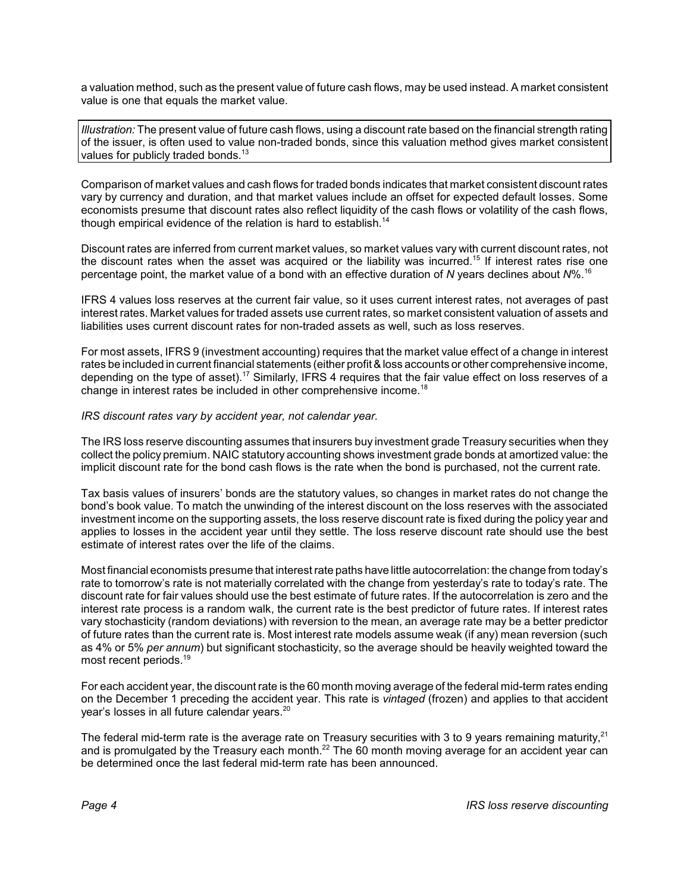a valuation method, such as the present value of future cash flows, may be used instead. A market consistent value is one that equals the market value.

*Illustration:* The present value of future cash flows, using a discount rate based on the financial strength rating of the issuer, is often used to value non-traded bonds, since this valuation method gives market consistent values for publicly traded bonds.[13]

Comparison of market values and cash flows for traded bonds indicates that market consistent discount rates vary by currency and duration, and that market values include an offset for expected default losses. Some economists presume that discount rates also reflect liquidity of the cash flows or volatility of the cash flows, though empirical evidence of the relation is hard to establish.[14]

Discount rates are inferred from current market values, so market values vary with current discount rates, not the discount rates when the asset was acquired or the liability was incurred.[15] If interest rates rise one percentage point, the market value of a bond with an effective duration of *N* years declines about *N*%.[16]

IFRS 4 values loss reserves at the current fair value, so it uses current interest rates, not averages of past interest rates. Market values for traded assets use current rates, so market consistent valuation of assets and liabilities uses current discount rates for non-traded assets as well, such as loss reserves.

For most assets, IFRS 9 (investment accounting) requires that the market value effect of a change in interest rates be included in current financial statements (either profit & loss accounts or other comprehensive income, depending on the type of asset).[17] Similarly, IFRS 4 requires that the fair value effect on loss reserves of a change in interest rates be included in other comprehensive income.[18]

*IRS discount rates vary by accident year, not calendar year.*

The IRS loss reserve discounting assumes that insurers buy investment grade Treasury securities when they collect the policy premium. NAIC statutory accounting shows investment grade bonds at amortized value: the implicit discount rate for the bond cash flows is the rate when the bond is purchased, not the current rate.

Tax basis values of insurers' bonds are the statutory values, so changes in market rates do not change the bond's book value. To match the unwinding of the interest discount on the loss reserves with the associated investment income on the supporting assets, the loss reserve discount rate is fixed during the policy year and applies to losses in the accident year until they settle. The loss reserve discount rate should use the best estimate of interest rates over the life of the claims.

Most financial economists presume that interest rate paths have little autocorrelation: the change from today's rate to tomorrow's rate is not materially correlated with the change from yesterday's rate to today's rate. The discount rate for fair values should use the best estimate of future rates. If the autocorrelation is zero and the interest rate process is a random walk, the current rate is the best predictor of future rates. If interest rates vary stochasticity (random deviations) with reversion to the mean, an average rate may be a better predictor of future rates than the current rate is. Most interest rate models assume weak (if any) mean reversion (such as 4% or 5% *per annum*) but significant stochasticity, so the average should be heavily weighted toward the most recent periods.[19]

For each accident year, the discount rate is the 60 month moving average of the federal mid-term rates ending on the December 1 preceding the accident year. This rate is *vintaged* (frozen) and applies to that accident year's losses in all future calendar years.[20]

The federal mid-term rate is the average rate on Treasury securities with 3 to 9 years remaining maturity,[21] and is promulgated by the Treasury each month.[22] The 60 month moving average for an accident year can be determined once the last federal mid-term rate has been announced.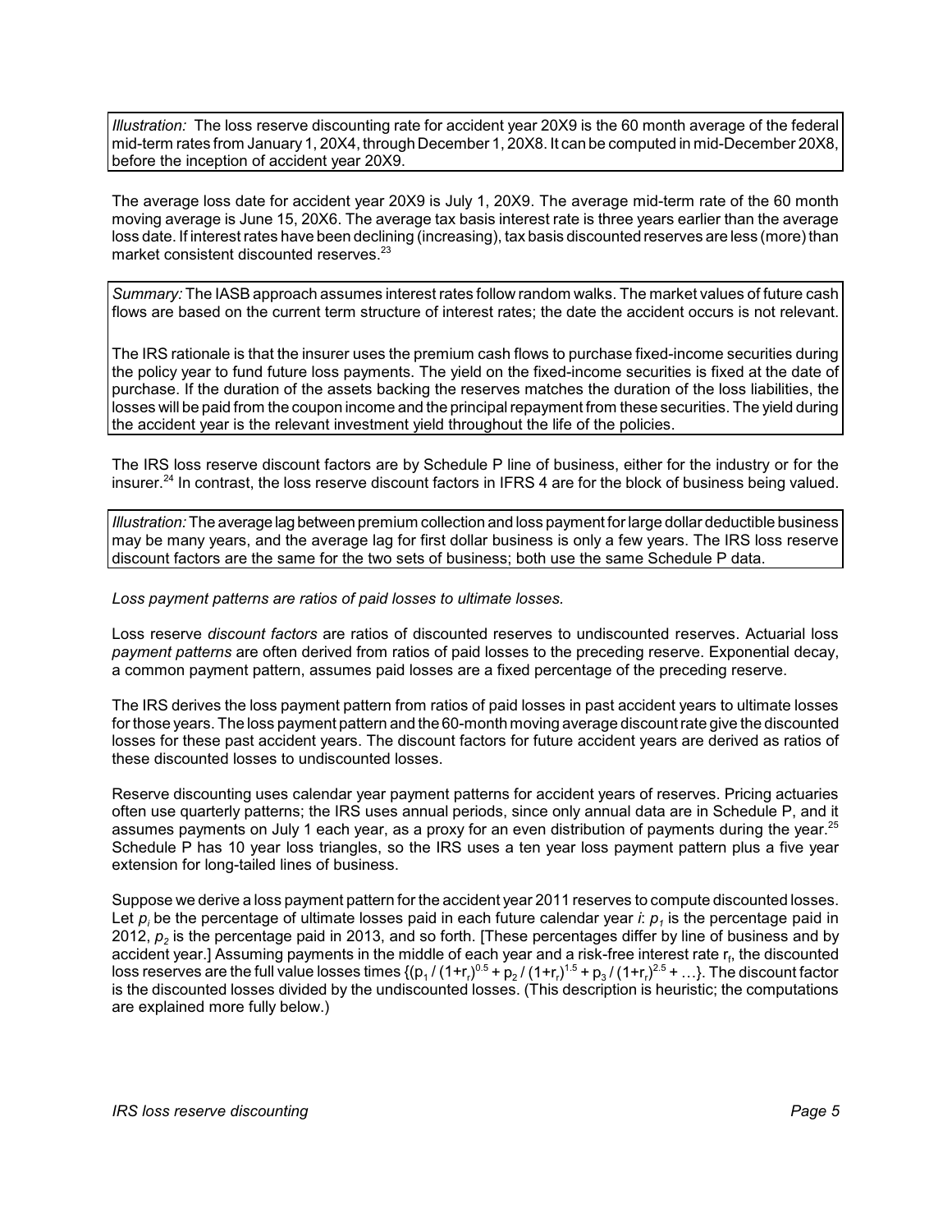*Illustration:* The loss reserve discounting rate for accident year 20X9 is the 60 month average of the federal mid-term rates from January 1, 20X4, through December 1, 20X8. It can be computed in mid-December 20X8, before the inception of accident year 20X9.

The average loss date for accident year 20X9 is July 1, 20X9. The average mid-term rate of the 60 month moving average is June 15, 20X6. The average tax basis interest rate is three years earlier than the average loss date. If interest rates have been declining (increasing), tax basis discounted reserves are less (more) than market consistent discounted reserves.[23]

*Summary:* The IASB approach assumes interest rates follow random walks. The market values of future cash flows are based on the current term structure of interest rates; the date the accident occurs is not relevant.

The IRS rationale is that the insurer uses the premium cash flows to purchase fixed-income securities during the policy year to fund future loss payments. The yield on the fixed-income securities is fixed at the date of purchase. If the duration of the assets backing the reserves matches the duration of the loss liabilities, the losses will be paid from the coupon income and the principal repayment from these securities. The yield during the accident year is the relevant investment yield throughout the life of the policies.

The IRS loss reserve discount factors are by Schedule P line of business, either for the industry or for the insurer.[24] In contrast, the loss reserve discount factors in IFRS 4 are for the block of business being valued.

*Illustration:* The average lag between premium collection and loss payment for large dollar deductible business may be many years, and the average lag for first dollar business is only a few years. The IRS loss reserve discount factors are the same for the two sets of business; both use the same Schedule P data.

*Loss payment patterns are ratios of paid losses to ultimate losses.*

Loss reserve *discount factors* are ratios of discounted reserves to undiscounted reserves. Actuarial loss *payment patterns* are often derived from ratios of paid losses to the preceding reserve. Exponential decay, a common payment pattern, assumes paid losses are a fixed percentage of the preceding reserve.

The IRS derives the loss payment pattern from ratios of paid losses in past accident years to ultimate losses for those years. The loss payment pattern and the 60-month moving average discount rate give the discounted losses for these past accident years. The discount factors for future accident years are derived as ratios of these discounted losses to undiscounted losses.

Reserve discounting uses calendar year payment patterns for accident years of reserves. Pricing actuaries often use quarterly patterns; the IRS uses annual periods, since only annual data are in Schedule P, and it assumes payments on July 1 each year, as a proxy for an even distribution of payments during the year.[25] Schedule P has 10 year loss triangles, so the IRS uses a ten year loss payment pattern plus a five year extension for long-tailed lines of business.

Suppose we derive a loss payment pattern for the accident year 2011 reserves to compute discounted losses. Let $p_i$ be the percentage of ultimate losses paid in each future calendar year *i*: $p_1$ is the percentage paid in 2012, $p_2$ is the percentage paid in 2013, and so forth. [These percentages differ by line of business and by accident year.] Assuming payments in the middle of each year and a risk-free interest rate $r_f$, the discounted loss reserves are the full value losses times $\{(p_1 / (1+r_r)^{0.5} + p_2 / (1+r_r)^{1.5} + p_3 / (1+r_r)^{2.5} + \ldots\}$. The discount factor is the discounted losses divided by the undiscounted losses. (This description is heuristic; the computations are explained more fully below.)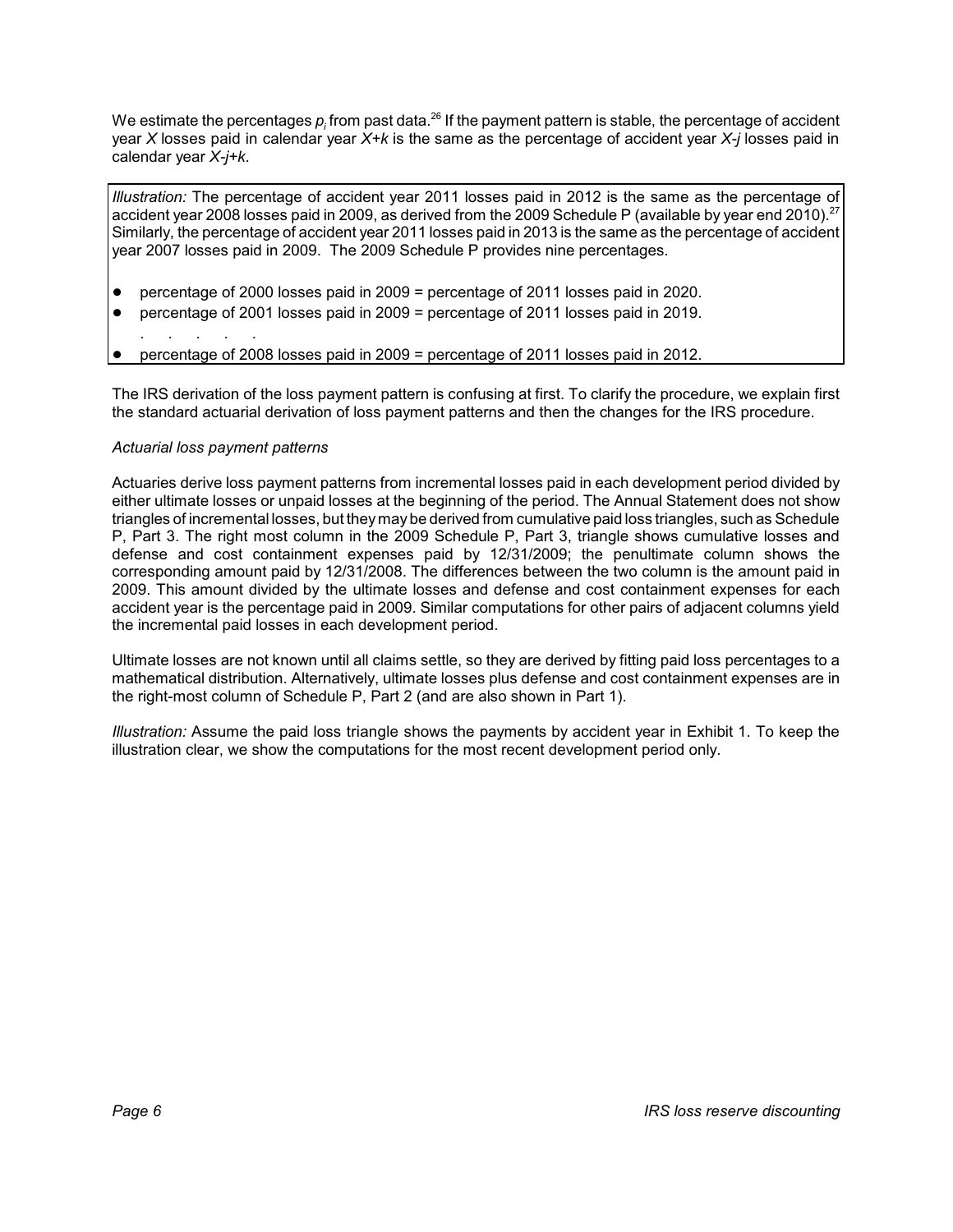We estimate the percentages $p_i$ from past data.[26] If the payment pattern is stable, the percentage of accident year *X* losses paid in calendar year *X+k* is the same as the percentage of accident year *X-j* losses paid in calendar year *X-j+k*.

> *Illustration:* The percentage of accident year 2011 losses paid in 2012 is the same as the percentage of accident year 2008 losses paid in 2009, as derived from the 2009 Schedule P (available by year end 2010).[27] Similarly, the percentage of accident year 2011 losses paid in 2013 is the same as the percentage of accident year 2007 losses paid in 2009. The 2009 Schedule P provides nine percentages.
>
> - percentage of 2000 losses paid in 2009 = percentage of 2011 losses paid in 2020.
> - percentage of 2001 losses paid in 2009 = percentage of 2011 losses paid in 2019.
>
>   . . . . . .
> - percentage of 2008 losses paid in 2009 = percentage of 2011 losses paid in 2012.

The IRS derivation of the loss payment pattern is confusing at first. To clarify the procedure, we explain first the standard actuarial derivation of loss payment patterns and then the changes for the IRS procedure.

*Actuarial loss payment patterns*

Actuaries derive loss payment patterns from incremental losses paid in each development period divided by either ultimate losses or unpaid losses at the beginning of the period. The Annual Statement does not show triangles of incremental losses, but they may be derived from cumulative paid loss triangles, such as Schedule P, Part 3. The right most column in the 2009 Schedule P, Part 3, triangle shows cumulative losses and defense and cost containment expenses paid by 12/31/2009; the penultimate column shows the corresponding amount paid by 12/31/2008. The differences between the two column is the amount paid in 2009. This amount divided by the ultimate losses and defense and cost containment expenses for each accident year is the percentage paid in 2009. Similar computations for other pairs of adjacent columns yield the incremental paid losses in each development period.

Ultimate losses are not known until all claims settle, so they are derived by fitting paid loss percentages to a mathematical distribution. Alternatively, ultimate losses plus defense and cost containment expenses are in the right-most column of Schedule P, Part 2 (and are also shown in Part 1).

*Illustration:* Assume the paid loss triangle shows the payments by accident year in Exhibit 1. To keep the illustration clear, we show the computations for the most recent development period only.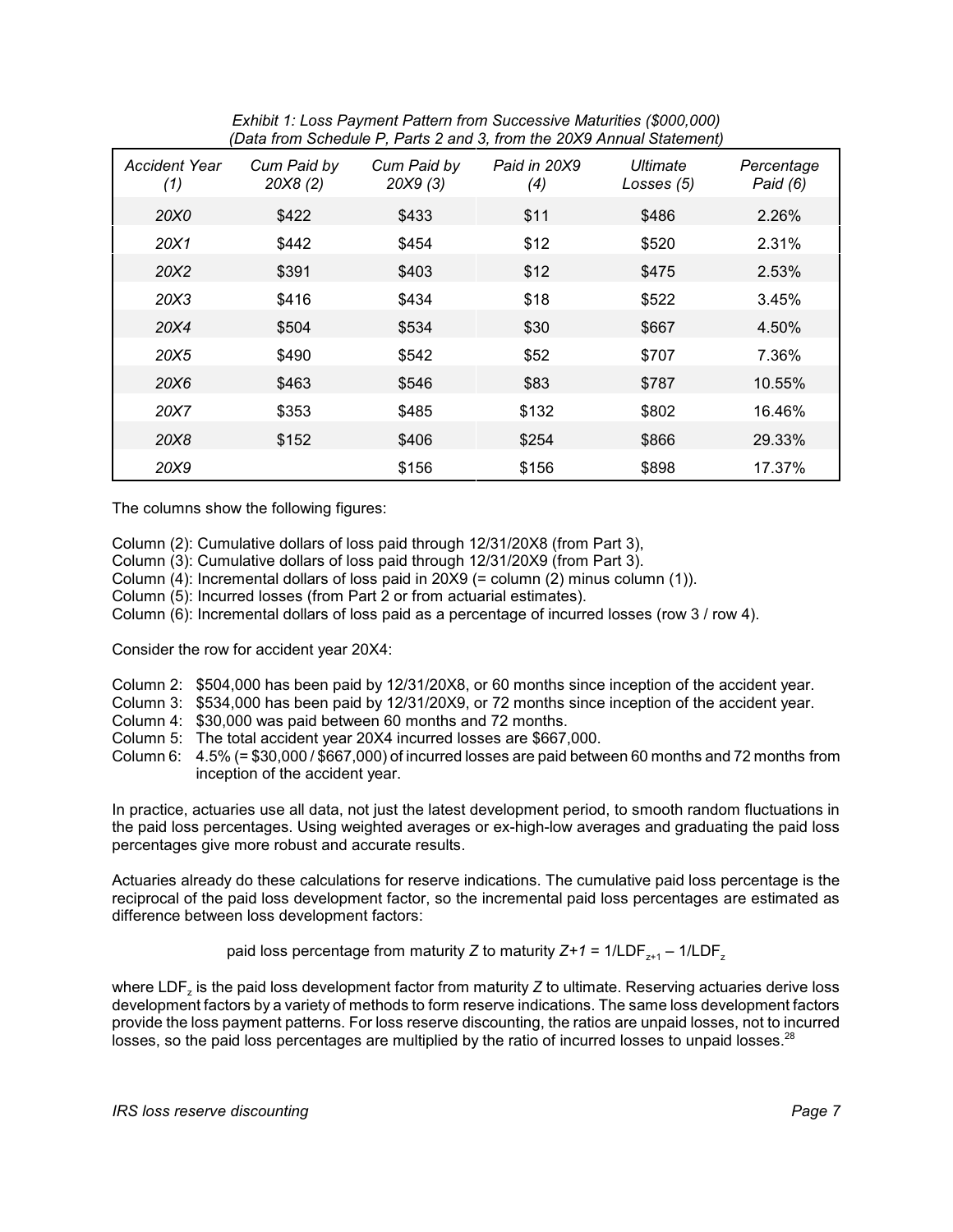*Exhibit 1: Loss Payment Pattern from Successive Maturities ($000,000)*
*(Data from Schedule P, Parts 2 and 3, from the 20X9 Annual Statement)*

| *Accident Year (1)* | *Cum Paid by 20X8 (2)* | *Cum Paid by 20X9 (3)* | *Paid in 20X9 (4)* | *Ultimate Losses (5)* | *Percentage Paid (6)* |
|---|---|---|---|---|---|
| *20X0* | $422 | $433 | $11 | $486 | 2.26% |
| *20X1* | $442 | $454 | $12 | $520 | 2.31% |
| *20X2* | $391 | $403 | $12 | $475 | 2.53% |
| *20X3* | $416 | $434 | $18 | $522 | 3.45% |
| *20X4* | $504 | $534 | $30 | $667 | 4.50% |
| *20X5* | $490 | $542 | $52 | $707 | 7.36% |
| *20X6* | $463 | $546 | $83 | $787 | 10.55% |
| *20X7* | $353 | $485 | $132 | $802 | 16.46% |
| *20X8* | $152 | $406 | $254 | $866 | 29.33% |
| *20X9* | | $156 | $156 | $898 | 17.37% |

The columns show the following figures:

Column (2): Cumulative dollars of loss paid through 12/31/20X8 (from Part 3),
Column (3): Cumulative dollars of loss paid through 12/31/20X9 (from Part 3).
Column (4): Incremental dollars of loss paid in 20X9 (= column (2) minus column (1)).
Column (5): Incurred losses (from Part 2 or from actuarial estimates).
Column (6): Incremental dollars of loss paid as a percentage of incurred losses (row 3 / row 4).

Consider the row for accident year 20X4:

Column 2: $504,000 has been paid by 12/31/20X8, or 60 months since inception of the accident year.
Column 3: $534,000 has been paid by 12/31/20X9, or 72 months since inception of the accident year.
Column 4: $30,000 was paid between 60 months and 72 months.
Column 5: The total accident year 20X4 incurred losses are $667,000.
Column 6: 4.5% (= $30,000 / $667,000) of incurred losses are paid between 60 months and 72 months from inception of the accident year.

In practice, actuaries use all data, not just the latest development period, to smooth random fluctuations in the paid loss percentages. Using weighted averages or ex-high-low averages and graduating the paid loss percentages give more robust and accurate results.

Actuaries already do these calculations for reserve indications. The cumulative paid loss percentage is the reciprocal of the paid loss development factor, so the incremental paid loss percentages are estimated as difference between loss development factors:

$$\text{paid loss percentage from maturity } Z \text{ to maturity } Z+1 = 1/\text{LDF}_{z+1} - 1/\text{LDF}_z$$

where $\text{LDF}_z$ is the paid loss development factor from maturity $Z$ to ultimate. Reserving actuaries derive loss development factors by a variety of methods to form reserve indications. The same loss development factors provide the loss payment patterns. For loss reserve discounting, the ratios are unpaid losses, not to incurred losses, so the paid loss percentages are multiplied by the ratio of incurred losses to unpaid losses.[28]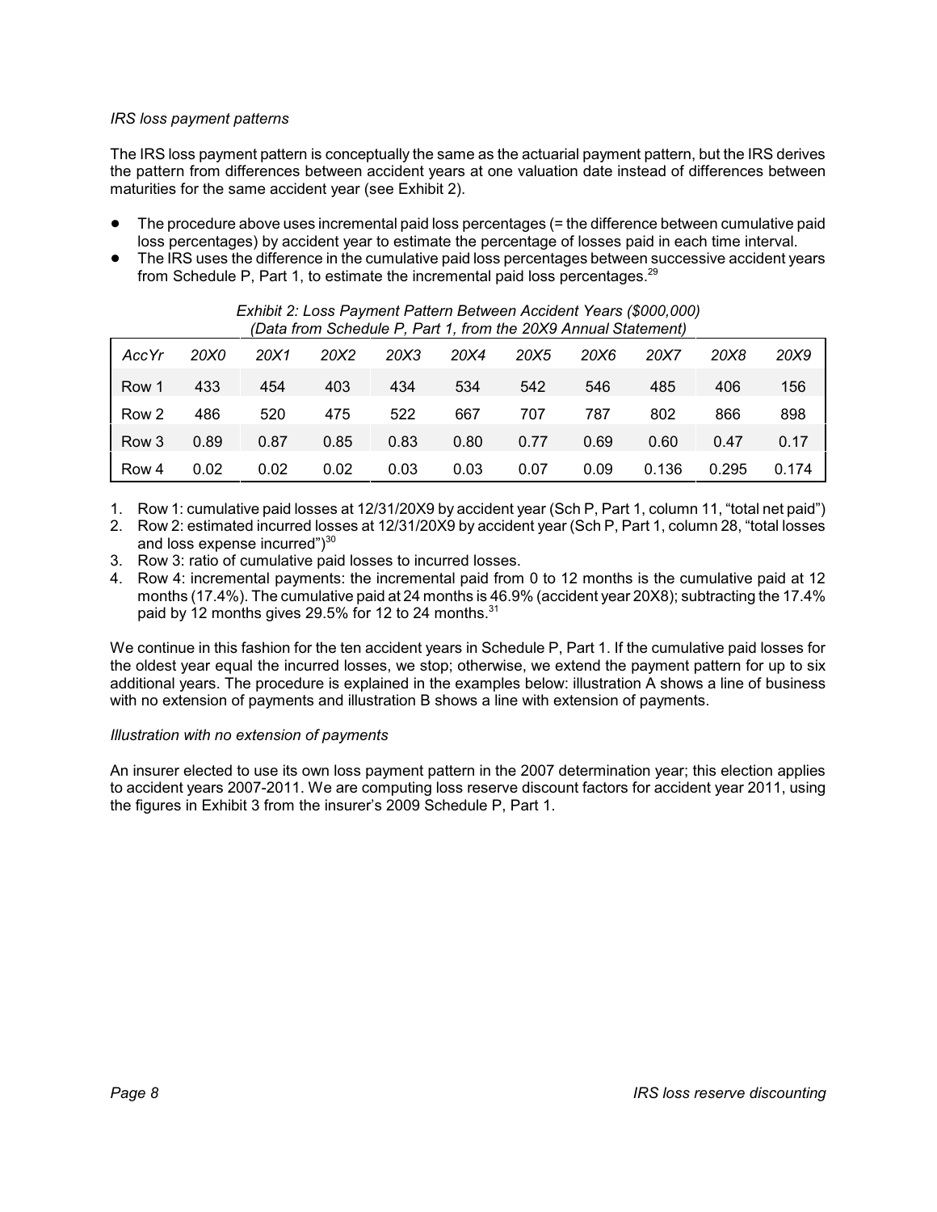*IRS loss payment patterns*

The IRS loss payment pattern is conceptually the same as the actuarial payment pattern, but the IRS derives the pattern from differences between accident years at one valuation date instead of differences between maturities for the same accident year (see Exhibit 2).

- The procedure above uses incremental paid loss percentages (= the difference between cumulative paid loss percentages) by accident year to estimate the percentage of losses paid in each time interval.
- The IRS uses the difference in the cumulative paid loss percentages between successive accident years from Schedule P, Part 1, to estimate the incremental paid loss percentages.[29]

*Exhibit 2: Loss Payment Pattern Between Accident Years ($000,000)*
*(Data from Schedule P, Part 1, from the 20X9 Annual Statement)*

| *AccYr* | *20X0* | *20X1* | *20X2* | *20X3* | *20X4* | *20X5* | *20X6* | *20X7* | *20X8* | *20X9* |
|---|---|---|---|---|---|---|---|---|---|---|
| Row 1 | 433 | 454 | 403 | 434 | 534 | 542 | 546 | 485 | 406 | 156 |
| Row 2 | 486 | 520 | 475 | 522 | 667 | 707 | 787 | 802 | 866 | 898 |
| Row 3 | 0.89 | 0.87 | 0.85 | 0.83 | 0.80 | 0.77 | 0.69 | 0.60 | 0.47 | 0.17 |
| Row 4 | 0.02 | 0.02 | 0.02 | 0.03 | 0.03 | 0.07 | 0.09 | 0.136 | 0.295 | 0.174 |

1. Row 1: cumulative paid losses at 12/31/20X9 by accident year (Sch P, Part 1, column 11, "total net paid")
2. Row 2: estimated incurred losses at 12/31/20X9 by accident year (Sch P, Part 1, column 28, "total losses and loss expense incurred")[30]
3. Row 3: ratio of cumulative paid losses to incurred losses.
4. Row 4: incremental payments: the incremental paid from 0 to 12 months is the cumulative paid at 12 months (17.4%). The cumulative paid at 24 months is 46.9% (accident year 20X8); subtracting the 17.4% paid by 12 months gives 29.5% for 12 to 24 months.[31]

We continue in this fashion for the ten accident years in Schedule P, Part 1. If the cumulative paid losses for the oldest year equal the incurred losses, we stop; otherwise, we extend the payment pattern for up to six additional years. The procedure is explained in the examples below: illustration A shows a line of business with no extension of payments and illustration B shows a line with extension of payments.

*Illustration with no extension of payments*

An insurer elected to use its own loss payment pattern in the 2007 determination year; this election applies to accident years 2007-2011. We are computing loss reserve discount factors for accident year 2011, using the figures in Exhibit 3 from the insurer's 2009 Schedule P, Part 1.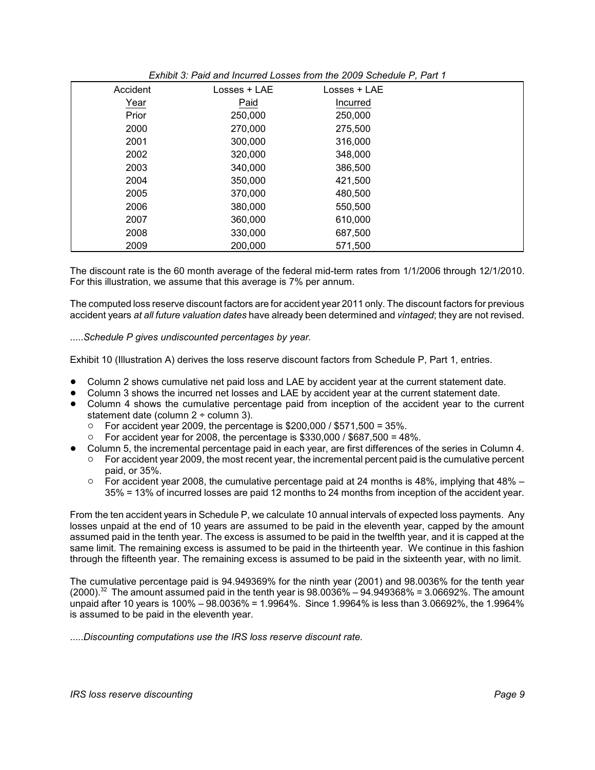*Exhibit 3: Paid and Incurred Losses from the 2009 Schedule P, Part 1*

| Accident Year | Losses + LAE Paid | Losses + LAE Incurred |
|---|---|---|
| Prior | 250,000 | 250,000 |
| 2000 | 270,000 | 275,500 |
| 2001 | 300,000 | 316,000 |
| 2002 | 320,000 | 348,000 |
| 2003 | 340,000 | 386,500 |
| 2004 | 350,000 | 421,500 |
| 2005 | 370,000 | 480,500 |
| 2006 | 380,000 | 550,500 |
| 2007 | 360,000 | 610,000 |
| 2008 | 330,000 | 687,500 |
| 2009 | 200,000 | 571,500 |

The discount rate is the 60 month average of the federal mid-term rates from 1/1/2006 through 12/1/2010. For this illustration, we assume that this average is 7% per annum.

The computed loss reserve discount factors are for accident year 2011 only. The discount factors for previous accident years *at all future valuation dates* have already been determined and *vintaged*; they are not revised.

.....*Schedule P gives undiscounted percentages by year.*

Exhibit 10 (Illustration A) derives the loss reserve discount factors from Schedule P, Part 1, entries.

- Column 2 shows cumulative net paid loss and LAE by accident year at the current statement date.
- Column 3 shows the incurred net losses and LAE by accident year at the current statement date.
- Column 4 shows the cumulative percentage paid from inception of the accident year to the current statement date (column 2 ÷ column 3).
  - For accident year 2009, the percentage is $200,000 / $571,500 = 35%.
  - For accident year for 2008, the percentage is $330,000 / $687,500 = 48%.
- Column 5, the incremental percentage paid in each year, are first differences of the series in Column 4.
  - For accident year 2009, the most recent year, the incremental percent paid is the cumulative percent paid, or 35%.
  - For accident year 2008, the cumulative percentage paid at 24 months is 48%, implying that 48% – 35% = 13% of incurred losses are paid 12 months to 24 months from inception of the accident year.

From the ten accident years in Schedule P, we calculate 10 annual intervals of expected loss payments. Any losses unpaid at the end of 10 years are assumed to be paid in the eleventh year, capped by the amount assumed paid in the tenth year. The excess is assumed to be paid in the twelfth year, and it is capped at the same limit. The remaining excess is assumed to be paid in the thirteenth year. We continue in this fashion through the fifteenth year. The remaining excess is assumed to be paid in the sixteenth year, with no limit.

The cumulative percentage paid is 94.949369% for the ninth year (2001) and 98.0036% for the tenth year (2000).[32] The amount assumed paid in the tenth year is 98.0036% – 94.949368% = 3.06692%. The amount unpaid after 10 years is 100% – 98.0036% = 1.9964%. Since 1.9964% is less than 3.06692%, the 1.9964% is assumed to be paid in the eleventh year.

.....*Discounting computations use the IRS loss reserve discount rate.*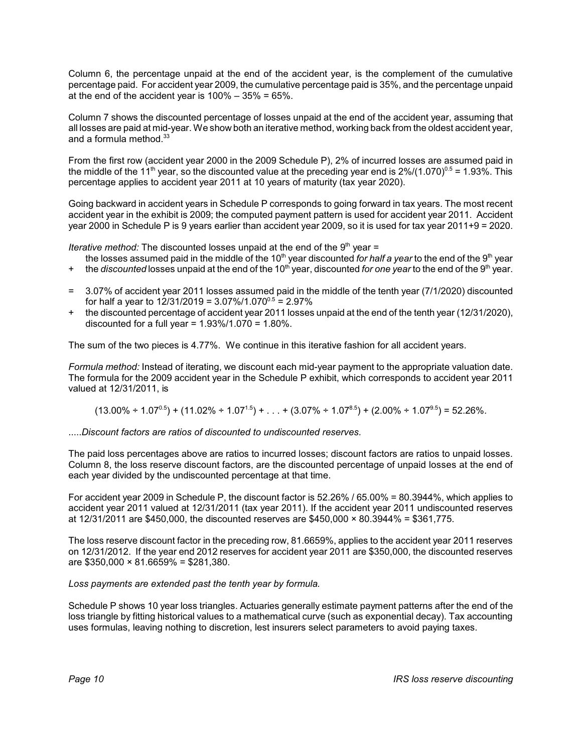Column 6, the percentage unpaid at the end of the accident year, is the complement of the cumulative percentage paid. For accident year 2009, the cumulative percentage paid is 35%, and the percentage unpaid at the end of the accident year is 100% – 35% = 65%.

Column 7 shows the discounted percentage of losses unpaid at the end of the accident year, assuming that all losses are paid at mid-year. We show both an iterative method, working back from the oldest accident year, and a formula method.[33]

From the first row (accident year 2000 in the 2009 Schedule P), 2% of incurred losses are assumed paid in the middle of the 11th year, so the discounted value at the preceding year end is $2\%/(1.070)^{0.5} = 1.93\%$. This percentage applies to accident year 2011 at 10 years of maturity (tax year 2020).

Going backward in accident years in Schedule P corresponds to going forward in tax years. The most recent accident year in the exhibit is 2009; the computed payment pattern is used for accident year 2011. Accident year 2000 in Schedule P is 9 years earlier than accident year 2009, so it is used for tax year 2011+9 = 2020.

*Iterative method:* The discounted losses unpaid at the end of the 9th year =

the losses assumed paid in the middle of the 10th year discounted *for half a year* to the end of the 9th year

\+ the *discounted* losses unpaid at the end of the 10th year, discounted *for one year* to the end of the 9th year.

= 3.07% of accident year 2011 losses assumed paid in the middle of the tenth year (7/1/2020) discounted for half a year to 12/31/2019 = $3.07\%/1.070^{0.5} = 2.97\%$

\+ the discounted percentage of accident year 2011 losses unpaid at the end of the tenth year (12/31/2020), discounted for a full year = $1.93\%/1.070 = 1.80\%$.

The sum of the two pieces is 4.77%. We continue in this iterative fashion for all accident years.

*Formula method:* Instead of iterating, we discount each mid-year payment to the appropriate valuation date. The formula for the 2009 accident year in the Schedule P exhibit, which corresponds to accident year 2011 valued at 12/31/2011, is

$$(13.00\% \div 1.07^{0.5}) + (11.02\% \div 1.07^{1.5}) + \ldots + (3.07\% \div 1.07^{8.5}) + (2.00\% \div 1.07^{9.5}) = 52.26\%.$$

.....*Discount factors are ratios of discounted to undiscounted reserves.*

The paid loss percentages above are ratios to incurred losses; discount factors are ratios to unpaid losses. Column 8, the loss reserve discount factors, are the discounted percentage of unpaid losses at the end of each year divided by the undiscounted percentage at that time.

For accident year 2009 in Schedule P, the discount factor is 52.26% / 65.00% = 80.3944%, which applies to accident year 2011 valued at 12/31/2011 (tax year 2011). If the accident year 2011 undiscounted reserves at 12/31/2011 are \$450,000, the discounted reserves are \$450,000 × 80.3944% = \$361,775.

The loss reserve discount factor in the preceding row, 81.6659%, applies to the accident year 2011 reserves on 12/31/2012. If the year end 2012 reserves for accident year 2011 are \$350,000, the discounted reserves are \$350,000 × 81.6659% = \$281,380.

*Loss payments are extended past the tenth year by formula.*

Schedule P shows 10 year loss triangles. Actuaries generally estimate payment patterns after the end of the loss triangle by fitting historical values to a mathematical curve (such as exponential decay). Tax accounting uses formulas, leaving nothing to discretion, lest insurers select parameters to avoid paying taxes.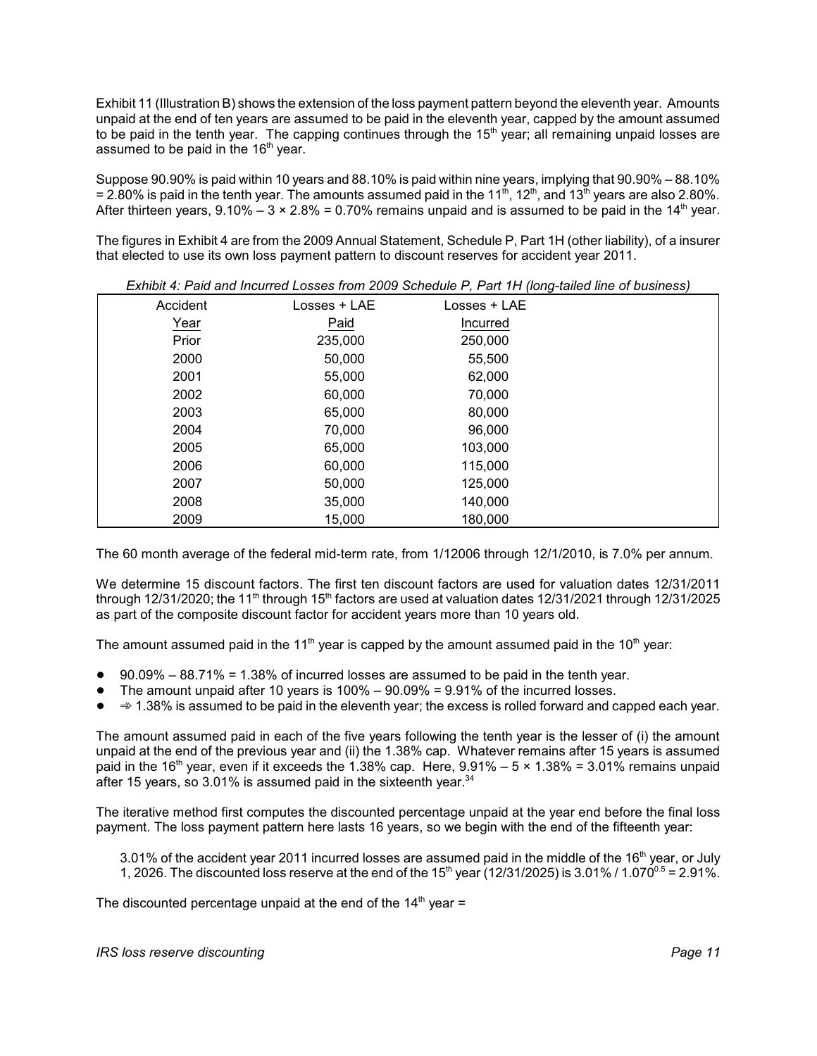Exhibit 11 (Illustration B) shows the extension of the loss payment pattern beyond the eleventh year. Amounts unpaid at the end of ten years are assumed to be paid in the eleventh year, capped by the amount assumed to be paid in the tenth year. The capping continues through the $15^{th}$ year; all remaining unpaid losses are assumed to be paid in the $16^{th}$ year.

Suppose 90.90% is paid within 10 years and 88.10% is paid within nine years, implying that 90.90% – 88.10% = 2.80% is paid in the tenth year. The amounts assumed paid in the $11^{th}$, $12^{th}$, and $13^{th}$ years are also 2.80%. After thirteen years, 9.10% – 3 × 2.8% = 0.70% remains unpaid and is assumed to be paid in the $14^{th}$ year.

The figures in Exhibit 4 are from the 2009 Annual Statement, Schedule P, Part 1H (other liability), of a insurer that elected to use its own loss payment pattern to discount reserves for accident year 2011.

*Exhibit 4: Paid and Incurred Losses from 2009 Schedule P, Part 1H (long-tailed line of business)*

| Accident Year | Losses + LAE Paid | Losses + LAE Incurred |
|---|---|---|
| Prior | 235,000 | 250,000 |
| 2000 | 50,000 | 55,500 |
| 2001 | 55,000 | 62,000 |
| 2002 | 60,000 | 70,000 |
| 2003 | 65,000 | 80,000 |
| 2004 | 70,000 | 96,000 |
| 2005 | 65,000 | 103,000 |
| 2006 | 60,000 | 115,000 |
| 2007 | 50,000 | 125,000 |
| 2008 | 35,000 | 140,000 |
| 2009 | 15,000 | 180,000 |

The 60 month average of the federal mid-term rate, from 1/12006 through 12/1/2010, is 7.0% per annum.

We determine 15 discount factors. The first ten discount factors are used for valuation dates 12/31/2011 through 12/31/2020; the $11^{th}$ through $15^{th}$ factors are used at valuation dates 12/31/2021 through 12/31/2025 as part of the composite discount factor for accident years more than 10 years old.

The amount assumed paid in the $11^{th}$ year is capped by the amount assumed paid in the $10^{th}$ year:

- 90.09% – 88.71% = 1.38% of incurred losses are assumed to be paid in the tenth year.
- The amount unpaid after 10 years is 100% – 90.09% = 9.91% of the incurred losses.
- ⇛ 1.38% is assumed to be paid in the eleventh year; the excess is rolled forward and capped each year.

The amount assumed paid in each of the five years following the tenth year is the lesser of (i) the amount unpaid at the end of the previous year and (ii) the 1.38% cap. Whatever remains after 15 years is assumed paid in the $16^{th}$ year, even if it exceeds the 1.38% cap. Here, 9.91% – 5 × 1.38% = 3.01% remains unpaid after 15 years, so 3.01% is assumed paid in the sixteenth year.[34]

The iterative method first computes the discounted percentage unpaid at the year end before the final loss payment. The loss payment pattern here lasts 16 years, so we begin with the end of the fifteenth year:

> 3.01% of the accident year 2011 incurred losses are assumed paid in the middle of the $16^{th}$ year, or July 1, 2026. The discounted loss reserve at the end of the $15^{th}$ year (12/31/2025) is $3.01\% / 1.070^{0.5} = 2.91\%$.

The discounted percentage unpaid at the end of the $14^{th}$ year =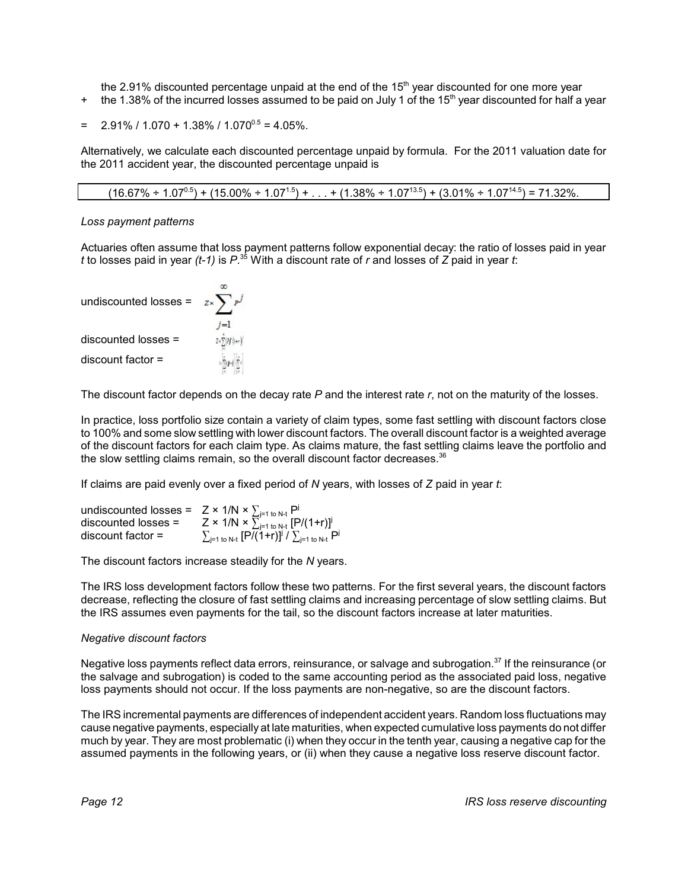the 2.91% discounted percentage unpaid at the end of the 15th year discounted for one more year
+ the 1.38% of the incurred losses assumed to be paid on July 1 of the 15th year discounted for half a year

= $2.91\% / 1.070 + 1.38\% / 1.070^{0.5} = 4.05\%$.

Alternatively, we calculate each discounted percentage unpaid by formula. For the 2011 valuation date for the 2011 accident year, the discounted percentage unpaid is

$$(16.67\% \div 1.07^{0.5}) + (15.00\% \div 1.07^{1.5}) + \ldots + (1.38\% \div 1.07^{13.5}) + (3.01\% \div 1.07^{14.5}) = 71.32\%.$$

*Loss payment patterns*

Actuaries often assume that loss payment patterns follow exponential decay: the ratio of losses paid in year *t* to losses paid in year *(t-1)* is *P*.[35] With a discount rate of *r* and losses of *Z* paid in year *t*:

undiscounted losses = $Z \times \sum_{j=1}^{\infty} P^j$

discounted losses = $Z \times \sum_{j=1}^{\infty} [P/(1+r)]^j$

discount factor = $\sum_{j=1}^{\infty} [P/(1+r)]^j / \sum_{j=1}^{\infty} P^j$

The discount factor depends on the decay rate *P* and the interest rate *r*, not on the maturity of the losses.

In practice, loss portfolio size contain a variety of claim types, some fast settling with discount factors close to 100% and some slow settling with lower discount factors. The overall discount factor is a weighted average of the discount factors for each claim type. As claims mature, the fast settling claims leave the portfolio and the slow settling claims remain, so the overall discount factor decreases.[36]

If claims are paid evenly over a fixed period of *N* years, with losses of *Z* paid in year *t*:

undiscounted losses = $Z \times 1/N \times \sum_{j=1 \text{ to } N\text{-}t} P^j$
discounted losses = $Z \times 1/N \times \sum_{j=1 \text{ to } N\text{-}t} [P/(1+r)]^j$
discount factor = $\sum_{j=1 \text{ to } N\text{-}t} [P/(1+r)]^j / \sum_{j=1 \text{ to } N\text{-}t} P^j$

The discount factors increase steadily for the *N* years.

The IRS loss development factors follow these two patterns. For the first several years, the discount factors decrease, reflecting the closure of fast settling claims and increasing percentage of slow settling claims. But the IRS assumes even payments for the tail, so the discount factors increase at later maturities.

*Negative discount factors*

Negative loss payments reflect data errors, reinsurance, or salvage and subrogation.[37] If the reinsurance (or the salvage and subrogation) is coded to the same accounting period as the associated paid loss, negative loss payments should not occur. If the loss payments are non-negative, so are the discount factors.

The IRS incremental payments are differences of independent accident years. Random loss fluctuations may cause negative payments, especially at late maturities, when expected cumulative loss payments do not differ much by year. They are most problematic (i) when they occur in the tenth year, causing a negative cap for the assumed payments in the following years, or (ii) when they cause a negative loss reserve discount factor.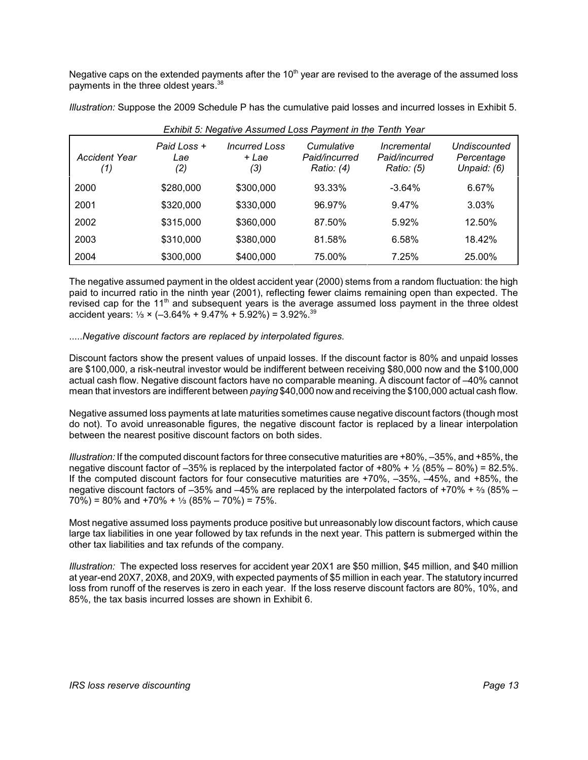Negative caps on the extended payments after the 10th year are revised to the average of the assumed loss payments in the three oldest years.[38]

*Illustration:* Suppose the 2009 Schedule P has the cumulative paid losses and incurred losses in Exhibit 5.

*Exhibit 5: Negative Assumed Loss Payment in the Tenth Year*

| *Accident Year (1)* | *Paid Loss + Lae (2)* | *Incurred Loss + Lae (3)* | *Cumulative Paid/incurred Ratio: (4)* | *Incremental Paid/incurred Ratio: (5)* | *Undiscounted Percentage Unpaid: (6)* |
|---|---|---|---|---|---|
| 2000 | $280,000 | $300,000 | 93.33% | -3.64% | 6.67% |
| 2001 | $320,000 | $330,000 | 96.97% | 9.47% | 3.03% |
| 2002 | $315,000 | $360,000 | 87.50% | 5.92% | 12.50% |
| 2003 | $310,000 | $380,000 | 81.58% | 6.58% | 18.42% |
| 2004 | $300,000 | $400,000 | 75.00% | 7.25% | 25.00% |

The negative assumed payment in the oldest accident year (2000) stems from a random fluctuation: the high paid to incurred ratio in the ninth year (2001), reflecting fewer claims remaining open than expected. The revised cap for the 11th and subsequent years is the average assumed loss payment in the three oldest accident years: ⅓ × (–3.64% + 9.47% + 5.92%) = 3.92%.[39]

.....*Negative discount factors are replaced by interpolated figures.*

Discount factors show the present values of unpaid losses. If the discount factor is 80% and unpaid losses are $100,000, a risk-neutral investor would be indifferent between receiving $80,000 now and the $100,000 actual cash flow. Negative discount factors have no comparable meaning. A discount factor of –40% cannot mean that investors are indifferent between *paying* $40,000 now and receiving the $100,000 actual cash flow.

Negative assumed loss payments at late maturities sometimes cause negative discount factors (though most do not). To avoid unreasonable figures, the negative discount factor is replaced by a linear interpolation between the nearest positive discount factors on both sides.

*Illustration:* If the computed discount factors for three consecutive maturities are +80%, –35%, and +85%, the negative discount factor of –35% is replaced by the interpolated factor of +80% + ½ (85% – 80%) = 82.5%. If the computed discount factors for four consecutive maturities are +70%, –35%, –45%, and +85%, the negative discount factors of –35% and –45% are replaced by the interpolated factors of +70% + ⅔ (85% – 70%) = 80% and +70% + ⅓ (85% – 70%) = 75%.

Most negative assumed loss payments produce positive but unreasonably low discount factors, which cause large tax liabilities in one year followed by tax refunds in the next year. This pattern is submerged within the other tax liabilities and tax refunds of the company.

*Illustration:* The expected loss reserves for accident year 20X1 are $50 million, $45 million, and $40 million at year-end 20X7, 20X8, and 20X9, with expected payments of $5 million in each year. The statutory incurred loss from runoff of the reserves is zero in each year. If the loss reserve discount factors are 80%, 10%, and 85%, the tax basis incurred losses are shown in Exhibit 6.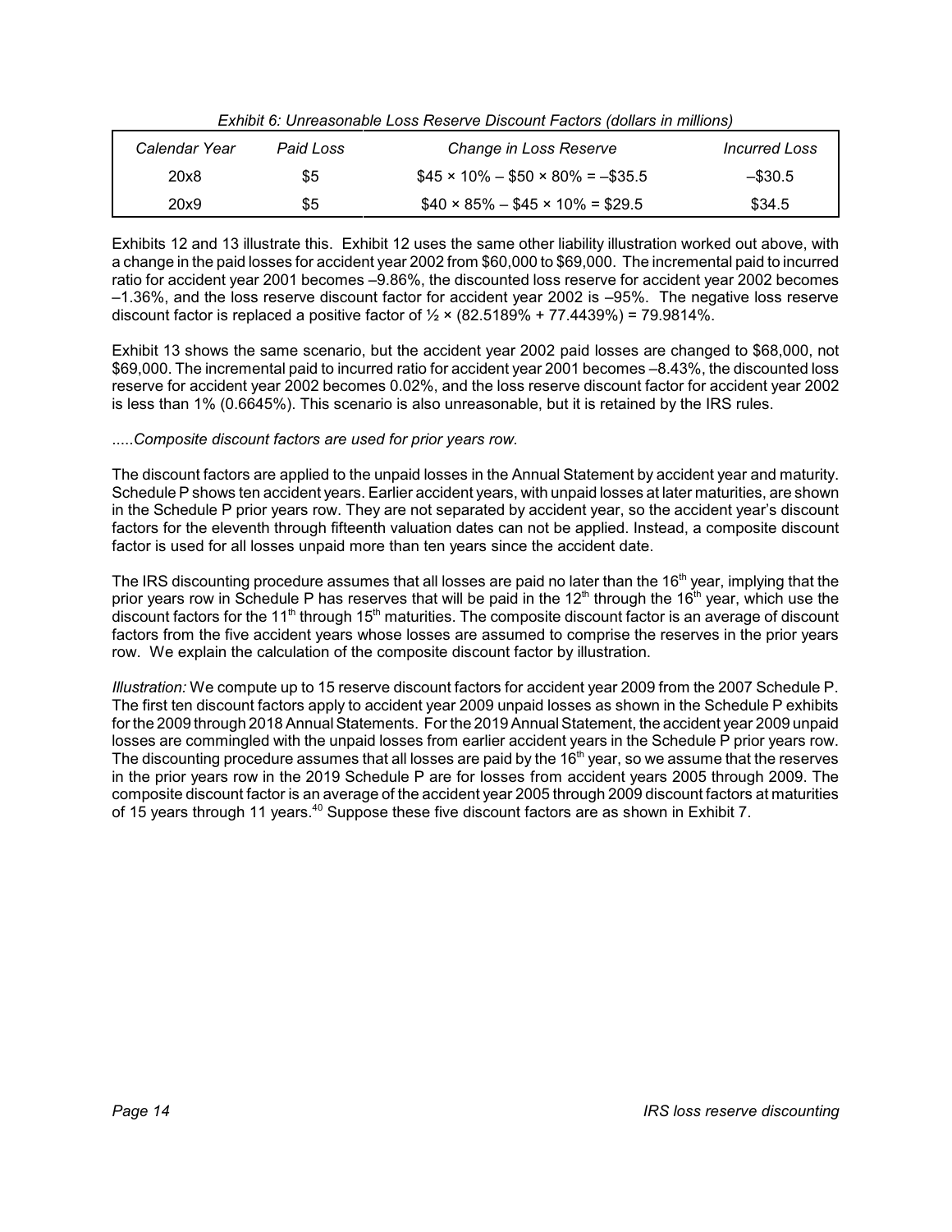*Exhibit 6: Unreasonable Loss Reserve Discount Factors (dollars in millions)*

| *Calendar Year* | *Paid Loss* | *Change in Loss Reserve* | *Incurred Loss* |
|---|---|---|---|
| 20x8 | \$5 | \$45 × 10% – \$50 × 80% = –\$35.5 | –\$30.5 |
| 20x9 | \$5 | \$40 × 85% – \$45 × 10% = \$29.5 | \$34.5 |

Exhibits 12 and 13 illustrate this. Exhibit 12 uses the same other liability illustration worked out above, with a change in the paid losses for accident year 2002 from \$60,000 to \$69,000. The incremental paid to incurred ratio for accident year 2001 becomes –9.86%, the discounted loss reserve for accident year 2002 becomes –1.36%, and the loss reserve discount factor for accident year 2002 is –95%. The negative loss reserve discount factor is replaced a positive factor of ½ × (82.5189% + 77.4439%) = 79.9814%.

Exhibit 13 shows the same scenario, but the accident year 2002 paid losses are changed to \$68,000, not \$69,000. The incremental paid to incurred ratio for accident year 2001 becomes –8.43%, the discounted loss reserve for accident year 2002 becomes 0.02%, and the loss reserve discount factor for accident year 2002 is less than 1% (0.6645%). This scenario is also unreasonable, but it is retained by the IRS rules.

*.....Composite discount factors are used for prior years row.*

The discount factors are applied to the unpaid losses in the Annual Statement by accident year and maturity. Schedule P shows ten accident years. Earlier accident years, with unpaid losses at later maturities, are shown in the Schedule P prior years row. They are not separated by accident year, so the accident year's discount factors for the eleventh through fifteenth valuation dates can not be applied. Instead, a composite discount factor is used for all losses unpaid more than ten years since the accident date.

The IRS discounting procedure assumes that all losses are paid no later than the 16th year, implying that the prior years row in Schedule P has reserves that will be paid in the 12th through the 16th year, which use the discount factors for the 11th through 15th maturities. The composite discount factor is an average of discount factors from the five accident years whose losses are assumed to comprise the reserves in the prior years row. We explain the calculation of the composite discount factor by illustration.

*Illustration:* We compute up to 15 reserve discount factors for accident year 2009 from the 2007 Schedule P. The first ten discount factors apply to accident year 2009 unpaid losses as shown in the Schedule P exhibits for the 2009 through 2018 Annual Statements. For the 2019 Annual Statement, the accident year 2009 unpaid losses are commingled with the unpaid losses from earlier accident years in the Schedule P prior years row. The discounting procedure assumes that all losses are paid by the 16th year, so we assume that the reserves in the prior years row in the 2019 Schedule P are for losses from accident years 2005 through 2009. The composite discount factor is an average of the accident year 2005 through 2009 discount factors at maturities of 15 years through 11 years.[40] Suppose these five discount factors are as shown in Exhibit 7.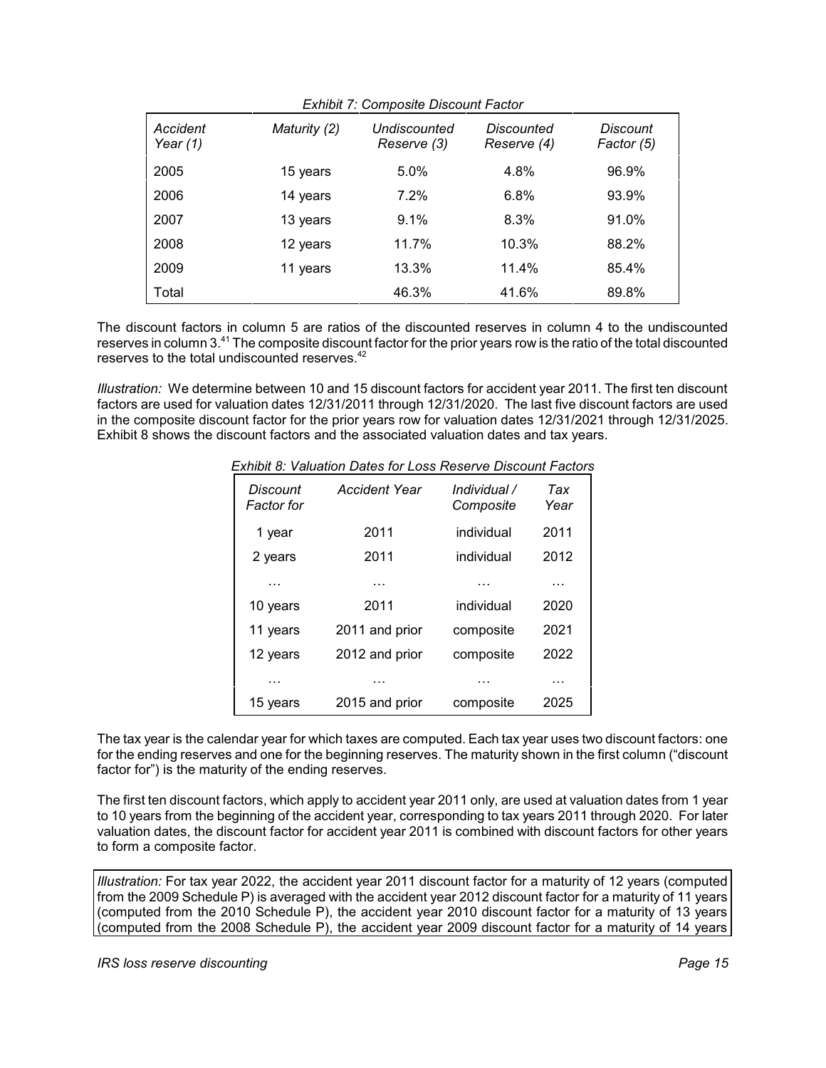*Exhibit 7: Composite Discount Factor*

| *Accident Year (1)* | *Maturity (2)* | *Undiscounted Reserve (3)* | *Discounted Reserve (4)* | *Discount Factor (5)* |
|---|---|---|---|---|
| 2005 | 15 years | 5.0% | 4.8% | 96.9% |
| 2006 | 14 years | 7.2% | 6.8% | 93.9% |
| 2007 | 13 years | 9.1% | 8.3% | 91.0% |
| 2008 | 12 years | 11.7% | 10.3% | 88.2% |
| 2009 | 11 years | 13.3% | 11.4% | 85.4% |
| Total | | 46.3% | 41.6% | 89.8% |

The discount factors in column 5 are ratios of the discounted reserves in column 4 to the undiscounted reserves in column 3.[41] The composite discount factor for the prior years row is the ratio of the total discounted reserves to the total undiscounted reserves.[42]

*Illustration:* We determine between 10 and 15 discount factors for accident year 2011. The first ten discount factors are used for valuation dates 12/31/2011 through 12/31/2020. The last five discount factors are used in the composite discount factor for the prior years row for valuation dates 12/31/2021 through 12/31/2025. Exhibit 8 shows the discount factors and the associated valuation dates and tax years.

*Exhibit 8: Valuation Dates for Loss Reserve Discount Factors*

| *Discount Factor for* | *Accident Year* | *Individual / Composite* | *Tax Year* |
|---|---|---|---|
| 1 year | 2011 | individual | 2011 |
| 2 years | 2011 | individual | 2012 |
| … | … | … | … |
| 10 years | 2011 | individual | 2020 |
| 11 years | 2011 and prior | composite | 2021 |
| 12 years | 2012 and prior | composite | 2022 |
| … | … | … | … |
| 15 years | 2015 and prior | composite | 2025 |

The tax year is the calendar year for which taxes are computed. Each tax year uses two discount factors: one for the ending reserves and one for the beginning reserves. The maturity shown in the first column ("discount factor for") is the maturity of the ending reserves.

The first ten discount factors, which apply to accident year 2011 only, are used at valuation dates from 1 year to 10 years from the beginning of the accident year, corresponding to tax years 2011 through 2020. For later valuation dates, the discount factor for accident year 2011 is combined with discount factors for other years to form a composite factor.

*Illustration:* For tax year 2022, the accident year 2011 discount factor for a maturity of 12 years (computed from the 2009 Schedule P) is averaged with the accident year 2012 discount factor for a maturity of 11 years (computed from the 2010 Schedule P), the accident year 2010 discount factor for a maturity of 13 years (computed from the 2008 Schedule P), the accident year 2009 discount factor for a maturity of 14 years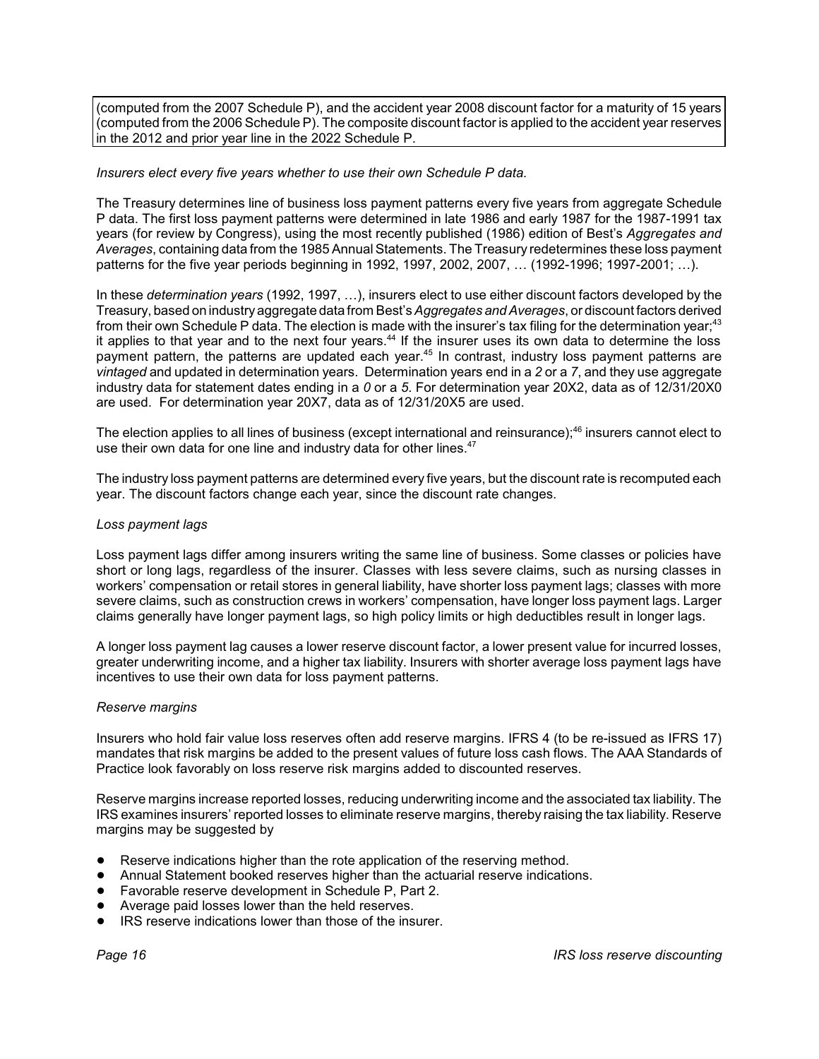(computed from the 2007 Schedule P), and the accident year 2008 discount factor for a maturity of 15 years (computed from the 2006 Schedule P). The composite discount factor is applied to the accident year reserves in the 2012 and prior year line in the 2022 Schedule P.

*Insurers elect every five years whether to use their own Schedule P data.*

The Treasury determines line of business loss payment patterns every five years from aggregate Schedule P data. The first loss payment patterns were determined in late 1986 and early 1987 for the 1987-1991 tax years (for review by Congress), using the most recently published (1986) edition of Best's *Aggregates and Averages*, containing data from the 1985 Annual Statements. The Treasury redetermines these loss payment patterns for the five year periods beginning in 1992, 1997, 2002, 2007, … (1992-1996; 1997-2001; …).

In these *determination years* (1992, 1997, …), insurers elect to use either discount factors developed by the Treasury, based on industry aggregate data from Best's *Aggregates and Averages*, or discount factors derived from their own Schedule P data. The election is made with the insurer's tax filing for the determination year;[43] it applies to that year and to the next four years.[44] If the insurer uses its own data to determine the loss payment pattern, the patterns are updated each year.[45] In contrast, industry loss payment patterns are *vintaged* and updated in determination years. Determination years end in a *2* or a *7*, and they use aggregate industry data for statement dates ending in a *0* or a *5*. For determination year 20X2, data as of 12/31/20X0 are used. For determination year 20X7, data as of 12/31/20X5 are used.

The election applies to all lines of business (except international and reinsurance);[46] insurers cannot elect to use their own data for one line and industry data for other lines.[47]

The industry loss payment patterns are determined every five years, but the discount rate is recomputed each year. The discount factors change each year, since the discount rate changes.

*Loss payment lags*

Loss payment lags differ among insurers writing the same line of business. Some classes or policies have short or long lags, regardless of the insurer. Classes with less severe claims, such as nursing classes in workers' compensation or retail stores in general liability, have shorter loss payment lags; classes with more severe claims, such as construction crews in workers' compensation, have longer loss payment lags. Larger claims generally have longer payment lags, so high policy limits or high deductibles result in longer lags.

A longer loss payment lag causes a lower reserve discount factor, a lower present value for incurred losses, greater underwriting income, and a higher tax liability. Insurers with shorter average loss payment lags have incentives to use their own data for loss payment patterns.

*Reserve margins*

Insurers who hold fair value loss reserves often add reserve margins. IFRS 4 (to be re-issued as IFRS 17) mandates that risk margins be added to the present values of future loss cash flows. The AAA Standards of Practice look favorably on loss reserve risk margins added to discounted reserves.

Reserve margins increase reported losses, reducing underwriting income and the associated tax liability. The IRS examines insurers' reported losses to eliminate reserve margins, thereby raising the tax liability. Reserve margins may be suggested by

- Reserve indications higher than the rote application of the reserving method.
- Annual Statement booked reserves higher than the actuarial reserve indications.
- Favorable reserve development in Schedule P, Part 2.
- Average paid losses lower than the held reserves.
- IRS reserve indications lower than those of the insurer.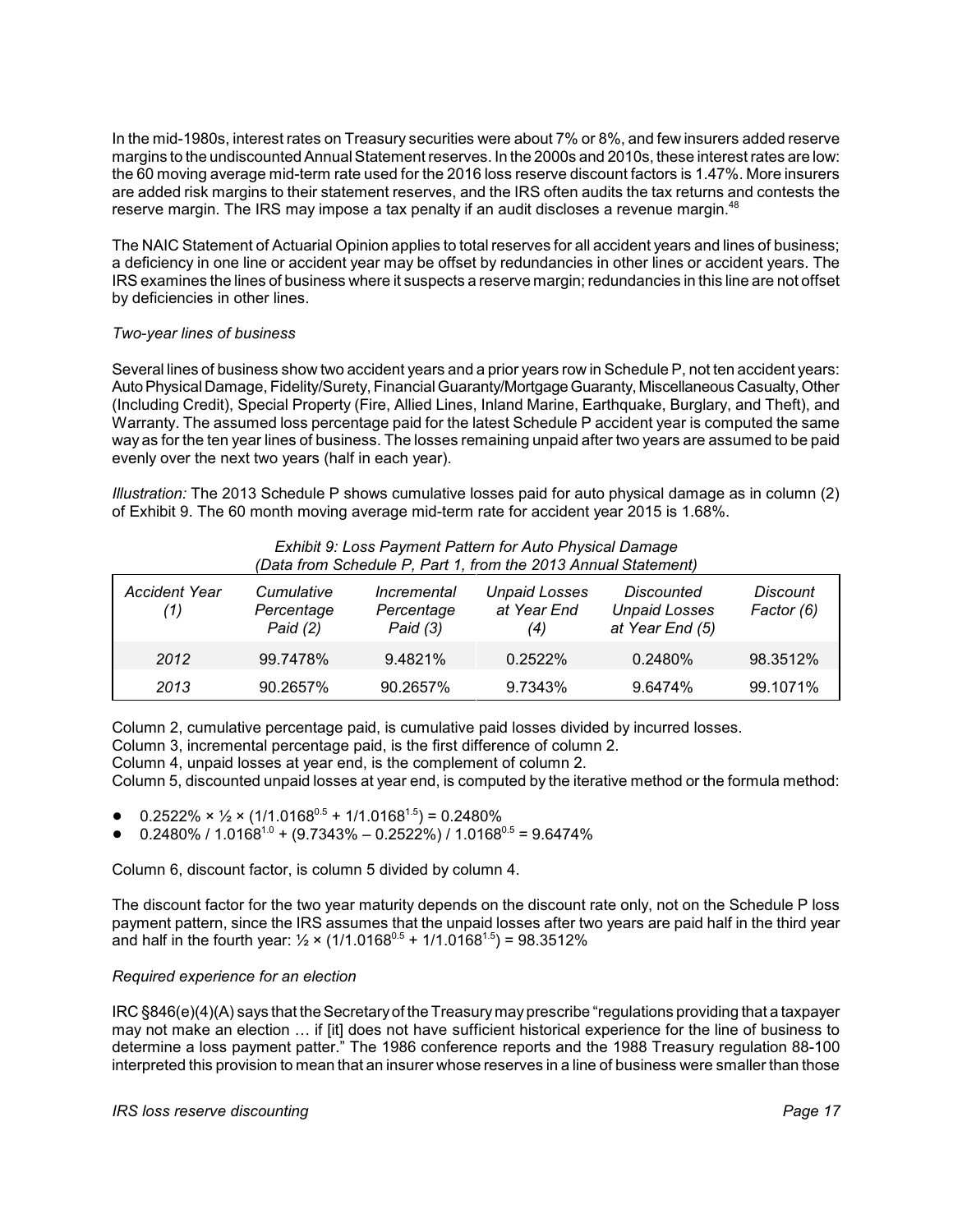In the mid-1980s, interest rates on Treasury securities were about 7% or 8%, and few insurers added reserve margins to the undiscounted Annual Statement reserves. In the 2000s and 2010s, these interest rates are low: the 60 moving average mid-term rate used for the 2016 loss reserve discount factors is 1.47%. More insurers are added risk margins to their statement reserves, and the IRS often audits the tax returns and contests the reserve margin. The IRS may impose a tax penalty if an audit discloses a revenue margin.[48]

The NAIC Statement of Actuarial Opinion applies to total reserves for all accident years and lines of business; a deficiency in one line or accident year may be offset by redundancies in other lines or accident years. The IRS examines the lines of business where it suspects a reserve margin; redundancies in this line are not offset by deficiencies in other lines.

*Two-year lines of business*

Several lines of business show two accident years and a prior years row in Schedule P, not ten accident years: Auto Physical Damage, Fidelity/Surety, Financial Guaranty/Mortgage Guaranty, Miscellaneous Casualty, Other (Including Credit), Special Property (Fire, Allied Lines, Inland Marine, Earthquake, Burglary, and Theft), and Warranty. The assumed loss percentage paid for the latest Schedule P accident year is computed the same way as for the ten year lines of business. The losses remaining unpaid after two years are assumed to be paid evenly over the next two years (half in each year).

*Illustration:* The 2013 Schedule P shows cumulative losses paid for auto physical damage as in column (2) of Exhibit 9. The 60 month moving average mid-term rate for accident year 2015 is 1.68%.

*Exhibit 9: Loss Payment Pattern for Auto Physical Damage*
*(Data from Schedule P, Part 1, from the 2013 Annual Statement)*

| *Accident Year (1)* | *Cumulative Percentage Paid (2)* | *Incremental Percentage Paid (3)* | *Unpaid Losses at Year End (4)* | *Discounted Unpaid Losses at Year End (5)* | *Discount Factor (6)* |
|---|---|---|---|---|---|
| *2012* | 99.7478% | 9.4821% | 0.2522% | 0.2480% | 98.3512% |
| *2013* | 90.2657% | 90.2657% | 9.7343% | 9.6474% | 99.1071% |

Column 2, cumulative percentage paid, is cumulative paid losses divided by incurred losses.
Column 3, incremental percentage paid, is the first difference of column 2.
Column 4, unpaid losses at year end, is the complement of column 2.
Column 5, discounted unpaid losses at year end, is computed by the iterative method or the formula method:

- $0.2522\% \times \frac{1}{2} \times (1/1.0168^{0.5} + 1/1.0168^{1.5}) = 0.2480\%$
- $0.2480\% / 1.0168^{1.0} + (9.7343\% - 0.2522\%) / 1.0168^{0.5} = 9.6474\%$

Column 6, discount factor, is column 5 divided by column 4.

The discount factor for the two year maturity depends on the discount rate only, not on the Schedule P loss payment pattern, since the IRS assumes that the unpaid losses after two years are paid half in the third year and half in the fourth year: $\frac{1}{2} \times (1/1.0168^{0.5} + 1/1.0168^{1.5}) = 98.3512\%$

*Required experience for an election*

IRC §846(e)(4)(A) says that the Secretary of the Treasury may prescribe "regulations providing that a taxpayer may not make an election … if [it] does not have sufficient historical experience for the line of business to determine a loss payment patter." The 1986 conference reports and the 1988 Treasury regulation 88-100 interpreted this provision to mean that an insurer whose reserves in a line of business were smaller than those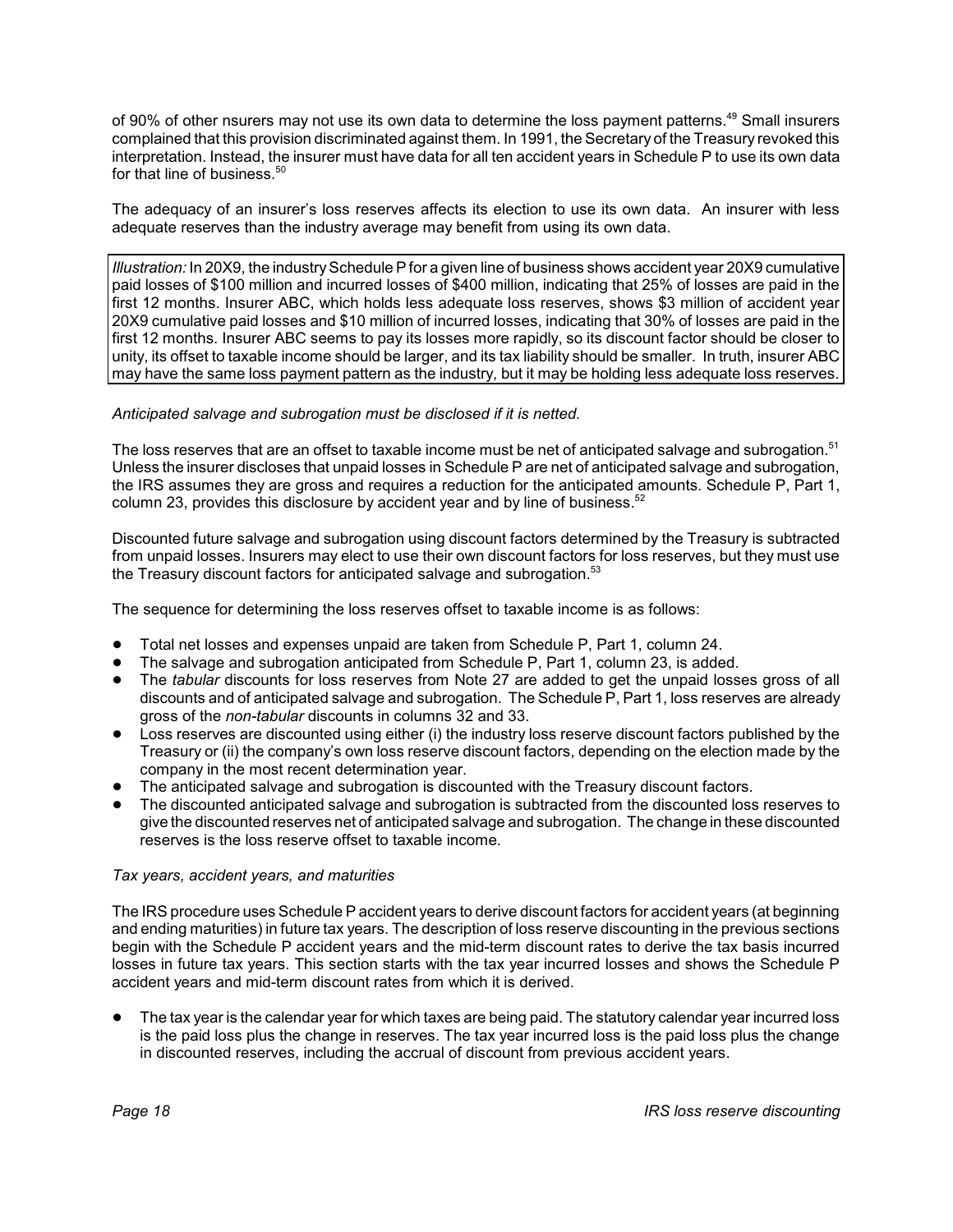of 90% of other nsurers may not use its own data to determine the loss payment patterns.[49] Small insurers complained that this provision discriminated against them. In 1991, the Secretary of the Treasury revoked this interpretation. Instead, the insurer must have data for all ten accident years in Schedule P to use its own data for that line of business.[50]

The adequacy of an insurer's loss reserves affects its election to use its own data. An insurer with less adequate reserves than the industry average may benefit from using its own data.

> *Illustration:* In 20X9, the industry Schedule P for a given line of business shows accident year 20X9 cumulative paid losses of \$100 million and incurred losses of \$400 million, indicating that 25% of losses are paid in the first 12 months. Insurer ABC, which holds less adequate loss reserves, shows \$3 million of accident year 20X9 cumulative paid losses and \$10 million of incurred losses, indicating that 30% of losses are paid in the first 12 months. Insurer ABC seems to pay its losses more rapidly, so its discount factor should be closer to unity, its offset to taxable income should be larger, and its tax liability should be smaller. In truth, insurer ABC may have the same loss payment pattern as the industry, but it may be holding less adequate loss reserves.

*Anticipated salvage and subrogation must be disclosed if it is netted.*

The loss reserves that are an offset to taxable income must be net of anticipated salvage and subrogation.[51] Unless the insurer discloses that unpaid losses in Schedule P are net of anticipated salvage and subrogation, the IRS assumes they are gross and requires a reduction for the anticipated amounts. Schedule P, Part 1, column 23, provides this disclosure by accident year and by line of business.[52]

Discounted future salvage and subrogation using discount factors determined by the Treasury is subtracted from unpaid losses. Insurers may elect to use their own discount factors for loss reserves, but they must use the Treasury discount factors for anticipated salvage and subrogation.[53]

The sequence for determining the loss reserves offset to taxable income is as follows:

- Total net losses and expenses unpaid are taken from Schedule P, Part 1, column 24.
- The salvage and subrogation anticipated from Schedule P, Part 1, column 23, is added.
- The *tabular* discounts for loss reserves from Note 27 are added to get the unpaid losses gross of all discounts and of anticipated salvage and subrogation. The Schedule P, Part 1, loss reserves are already gross of the *non-tabular* discounts in columns 32 and 33.
- Loss reserves are discounted using either (i) the industry loss reserve discount factors published by the Treasury or (ii) the company's own loss reserve discount factors, depending on the election made by the company in the most recent determination year.
- The anticipated salvage and subrogation is discounted with the Treasury discount factors.
- The discounted anticipated salvage and subrogation is subtracted from the discounted loss reserves to give the discounted reserves net of anticipated salvage and subrogation. The change in these discounted reserves is the loss reserve offset to taxable income.

*Tax years, accident years, and maturities*

The IRS procedure uses Schedule P accident years to derive discount factors for accident years (at beginning and ending maturities) in future tax years. The description of loss reserve discounting in the previous sections begin with the Schedule P accident years and the mid-term discount rates to derive the tax basis incurred losses in future tax years. This section starts with the tax year incurred losses and shows the Schedule P accident years and mid-term discount rates from which it is derived.

- The tax year is the calendar year for which taxes are being paid. The statutory calendar year incurred loss is the paid loss plus the change in reserves. The tax year incurred loss is the paid loss plus the change in discounted reserves, including the accrual of discount from previous accident years.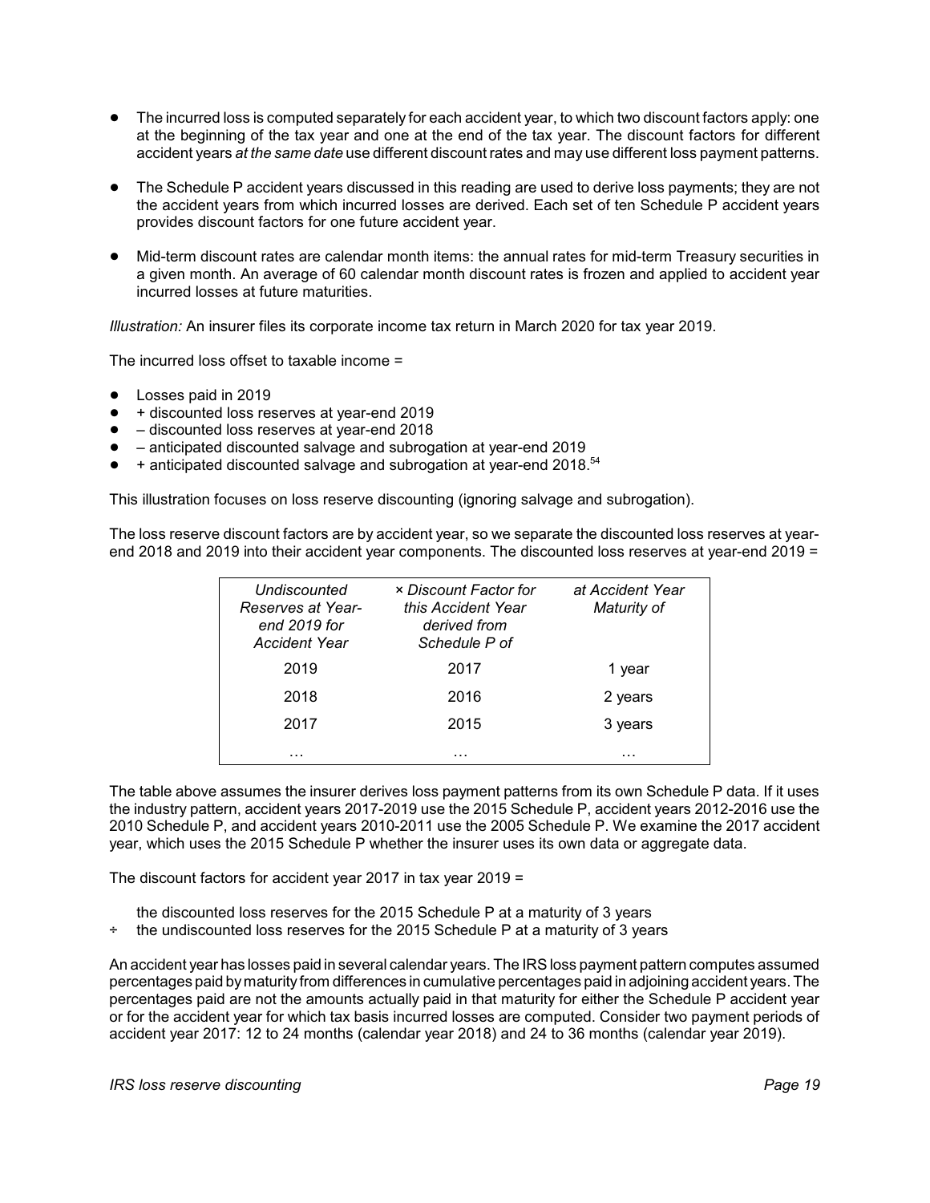- The incurred loss is computed separately for each accident year, to which two discount factors apply: one at the beginning of the tax year and one at the end of the tax year. The discount factors for different accident years *at the same date* use different discount rates and may use different loss payment patterns.

- The Schedule P accident years discussed in this reading are used to derive loss payments; they are not the accident years from which incurred losses are derived. Each set of ten Schedule P accident years provides discount factors for one future accident year.

- Mid-term discount rates are calendar month items: the annual rates for mid-term Treasury securities in a given month. An average of 60 calendar month discount rates is frozen and applied to accident year incurred losses at future maturities.

*Illustration:* An insurer files its corporate income tax return in March 2020 for tax year 2019.

The incurred loss offset to taxable income =

- Losses paid in 2019
- + discounted loss reserves at year-end 2019
- – discounted loss reserves at year-end 2018
- – anticipated discounted salvage and subrogation at year-end 2019
- + anticipated discounted salvage and subrogation at year-end 2018.[54]

This illustration focuses on loss reserve discounting (ignoring salvage and subrogation).

The loss reserve discount factors are by accident year, so we separate the discounted loss reserves at year-end 2018 and 2019 into their accident year components. The discounted loss reserves at year-end 2019 =

| *Undiscounted Reserves at Year-end 2019 for Accident Year* | *× Discount Factor for this Accident Year derived from Schedule P of* | *at Accident Year Maturity of* |
|---|---|---|
| 2019 | 2017 | 1 year |
| 2018 | 2016 | 2 years |
| 2017 | 2015 | 3 years |
| … | … | … |

The table above assumes the insurer derives loss payment patterns from its own Schedule P data. If it uses the industry pattern, accident years 2017-2019 use the 2015 Schedule P, accident years 2012-2016 use the 2010 Schedule P, and accident years 2010-2011 use the 2005 Schedule P. We examine the 2017 accident year, which uses the 2015 Schedule P whether the insurer uses its own data or aggregate data.

The discount factors for accident year 2017 in tax year 2019 =

   the discounted loss reserves for the 2015 Schedule P at a maturity of 3 years
÷  the undiscounted loss reserves for the 2015 Schedule P at a maturity of 3 years

An accident year has losses paid in several calendar years. The IRS loss payment pattern computes assumed percentages paid by maturity from differences in cumulative percentages paid in adjoining accident years. The percentages paid are not the amounts actually paid in that maturity for either the Schedule P accident year or for the accident year for which tax basis incurred losses are computed. Consider two payment periods of accident year 2017: 12 to 24 months (calendar year 2018) and 24 to 36 months (calendar year 2019).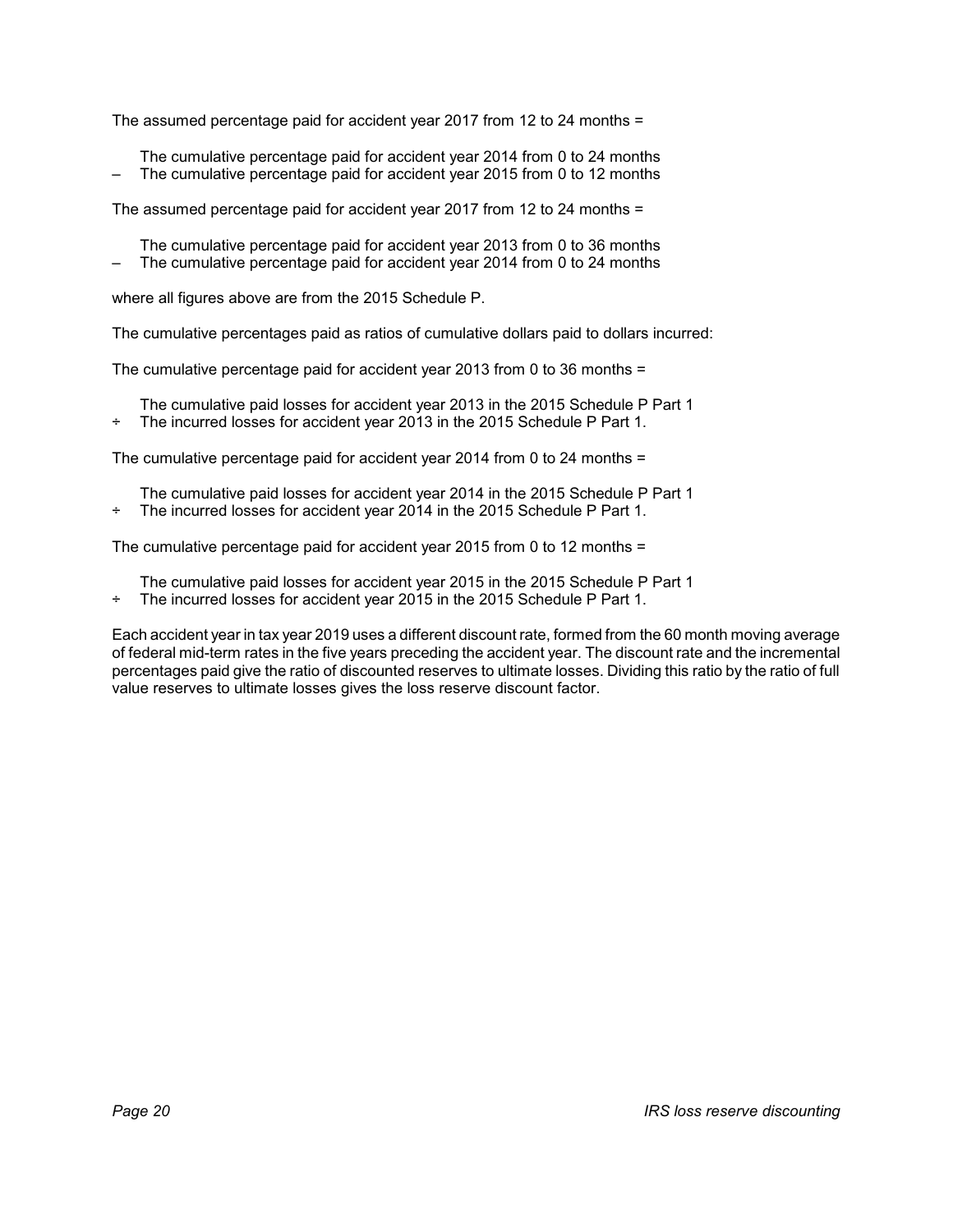The assumed percentage paid for accident year 2017 from 12 to 24 months =

    The cumulative percentage paid for accident year 2014 from 0 to 24 months
–   The cumulative percentage paid for accident year 2015 from 0 to 12 months

The assumed percentage paid for accident year 2017 from 12 to 24 months =

    The cumulative percentage paid for accident year 2013 from 0 to 36 months
–   The cumulative percentage paid for accident year 2014 from 0 to 24 months

where all figures above are from the 2015 Schedule P.

The cumulative percentages paid as ratios of cumulative dollars paid to dollars incurred:

The cumulative percentage paid for accident year 2013 from 0 to 36 months =

    The cumulative paid losses for accident year 2013 in the 2015 Schedule P Part 1
÷   The incurred losses for accident year 2013 in the 2015 Schedule P Part 1.

The cumulative percentage paid for accident year 2014 from 0 to 24 months =

    The cumulative paid losses for accident year 2014 in the 2015 Schedule P Part 1
÷   The incurred losses for accident year 2014 in the 2015 Schedule P Part 1.

The cumulative percentage paid for accident year 2015 from 0 to 12 months =

    The cumulative paid losses for accident year 2015 in the 2015 Schedule P Part 1
÷   The incurred losses for accident year 2015 in the 2015 Schedule P Part 1.

Each accident year in tax year 2019 uses a different discount rate, formed from the 60 month moving average of federal mid-term rates in the five years preceding the accident year. The discount rate and the incremental percentages paid give the ratio of discounted reserves to ultimate losses. Dividing this ratio by the ratio of full value reserves to ultimate losses gives the loss reserve discount factor.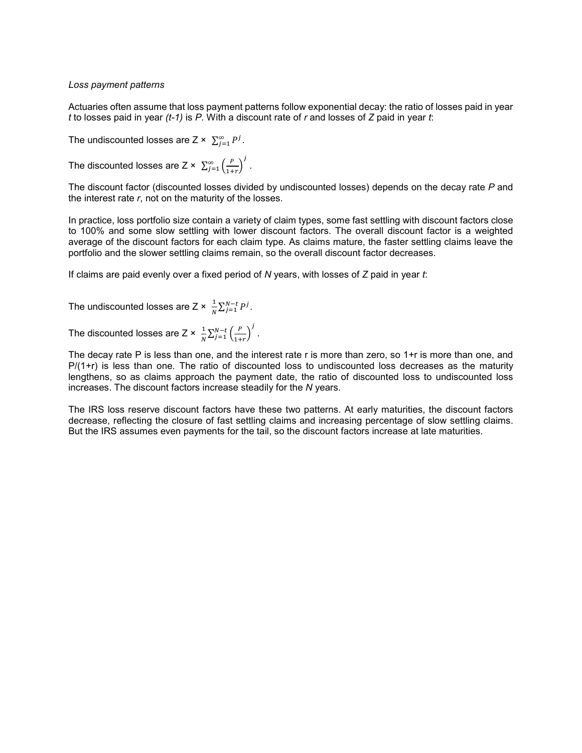*Loss payment patterns*

Actuaries often assume that loss payment patterns follow exponential decay: the ratio of losses paid in year *t* to losses paid in year *(t-1)* is *P*. With a discount rate of *r* and losses of *Z* paid in year *t*:

The undiscounted losses are Z × $\sum_{j=1}^{\infty} P^j$.

The discounted losses are Z × $\sum_{j=1}^{\infty} \left(\frac{P}{1+r}\right)^j$.

The discount factor (discounted losses divided by undiscounted losses) depends on the decay rate *P* and the interest rate *r*, not on the maturity of the losses.

In practice, loss portfolio size contain a variety of claim types, some fast settling with discount factors close to 100% and some slow settling with lower discount factors. The overall discount factor is a weighted average of the discount factors for each claim type. As claims mature, the faster settling claims leave the portfolio and the slower settling claims remain, so the overall discount factor decreases.

If claims are paid evenly over a fixed period of *N* years, with losses of *Z* paid in year *t*:

The undiscounted losses are Z × $\frac{1}{N}\sum_{j=1}^{N-t} P^j$.

The discounted losses are Z × $\frac{1}{N}\sum_{j=1}^{N-t} \left(\frac{P}{1+r}\right)^j$.

The decay rate P is less than one, and the interest rate r is more than zero, so 1+r is more than one, and P/(1+r) is less than one. The ratio of discounted loss to undiscounted loss decreases as the maturity lengthens, so as claims approach the payment date, the ratio of discounted loss to undiscounted loss increases. The discount factors increase steadily for the *N* years.

The IRS loss reserve discount factors have these two patterns. At early maturities, the discount factors decrease, reflecting the closure of fast settling claims and increasing percentage of slow settling claims. But the IRS assumes even payments for the tail, so the discount factors increase at late maturities.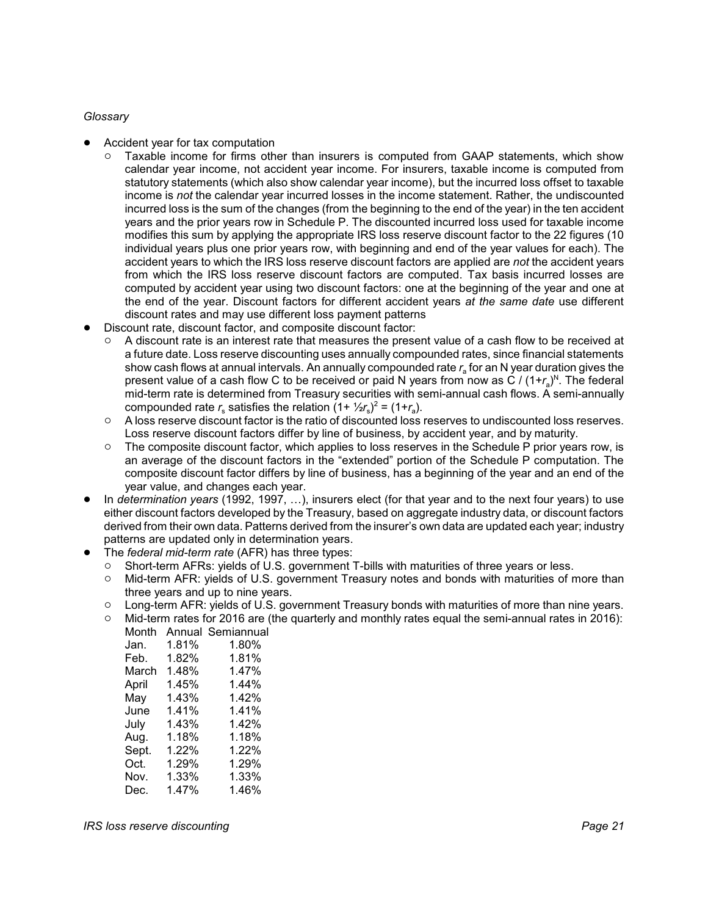*Glossary*

- Accident year for tax computation
  - Taxable income for firms other than insurers is computed from GAAP statements, which show calendar year income, not accident year income. For insurers, taxable income is computed from statutory statements (which also show calendar year income), but the incurred loss offset to taxable income is *not* the calendar year incurred losses in the income statement. Rather, the undiscounted incurred loss is the sum of the changes (from the beginning to the end of the year) in the ten accident years and the prior years row in Schedule P. The discounted incurred loss used for taxable income modifies this sum by applying the appropriate IRS loss reserve discount factor to the 22 figures (10 individual years plus one prior years row, with beginning and end of the year values for each). The accident years to which the IRS loss reserve discount factors are applied are *not* the accident years from which the IRS loss reserve discount factors are computed. Tax basis incurred losses are computed by accident year using two discount factors: one at the beginning of the year and one at the end of the year. Discount factors for different accident years *at the same date* use different discount rates and may use different loss payment patterns
- Discount rate, discount factor, and composite discount factor:
  - A discount rate is an interest rate that measures the present value of a cash flow to be received at a future date. Loss reserve discounting uses annually compounded rates, since financial statements show cash flows at annual intervals. An annually compounded rate $r_a$ for an N year duration gives the present value of a cash flow C to be received or paid N years from now as $C / (1+r_a)^N$. The federal mid-term rate is determined from Treasury securities with semi-annual cash flows. A semi-annually compounded rate $r_s$ satisfies the relation $(1+ \frac{1}{2}r_s)^2 = (1+r_a)$.
  - A loss reserve discount factor is the ratio of discounted loss reserves to undiscounted loss reserves. Loss reserve discount factors differ by line of business, by accident year, and by maturity.
  - The composite discount factor, which applies to loss reserves in the Schedule P prior years row, is an average of the discount factors in the "extended" portion of the Schedule P computation. The composite discount factor differs by line of business, has a beginning of the year and an end of the year value, and changes each year.
- In *determination years* (1992, 1997, …), insurers elect (for that year and to the next four years) to use either discount factors developed by the Treasury, based on aggregate industry data, or discount factors derived from their own data. Patterns derived from the insurer's own data are updated each year; industry patterns are updated only in determination years.
- The *federal mid-term rate* (AFR) has three types:
  - Short-term AFRs: yields of U.S. government T-bills with maturities of three years or less.
  - Mid-term AFR: yields of U.S. government Treasury notes and bonds with maturities of more than three years and up to nine years.
  - Long-term AFR: yields of U.S. government Treasury bonds with maturities of more than nine years.
  - Mid-term rates for 2016 are (the quarterly and monthly rates equal the semi-annual rates in 2016):

| Month | Annual | Semiannual |
|---|---|---|
| Jan. | 1.81% | 1.80% |
| Feb. | 1.82% | 1.81% |
| March | 1.48% | 1.47% |
| April | 1.45% | 1.44% |
| May | 1.43% | 1.42% |
| June | 1.41% | 1.41% |
| July | 1.43% | 1.42% |
| Aug. | 1.18% | 1.18% |
| Sept. | 1.22% | 1.22% |
| Oct. | 1.29% | 1.29% |
| Nov. | 1.33% | 1.33% |
| Dec. | 1.47% | 1.46% |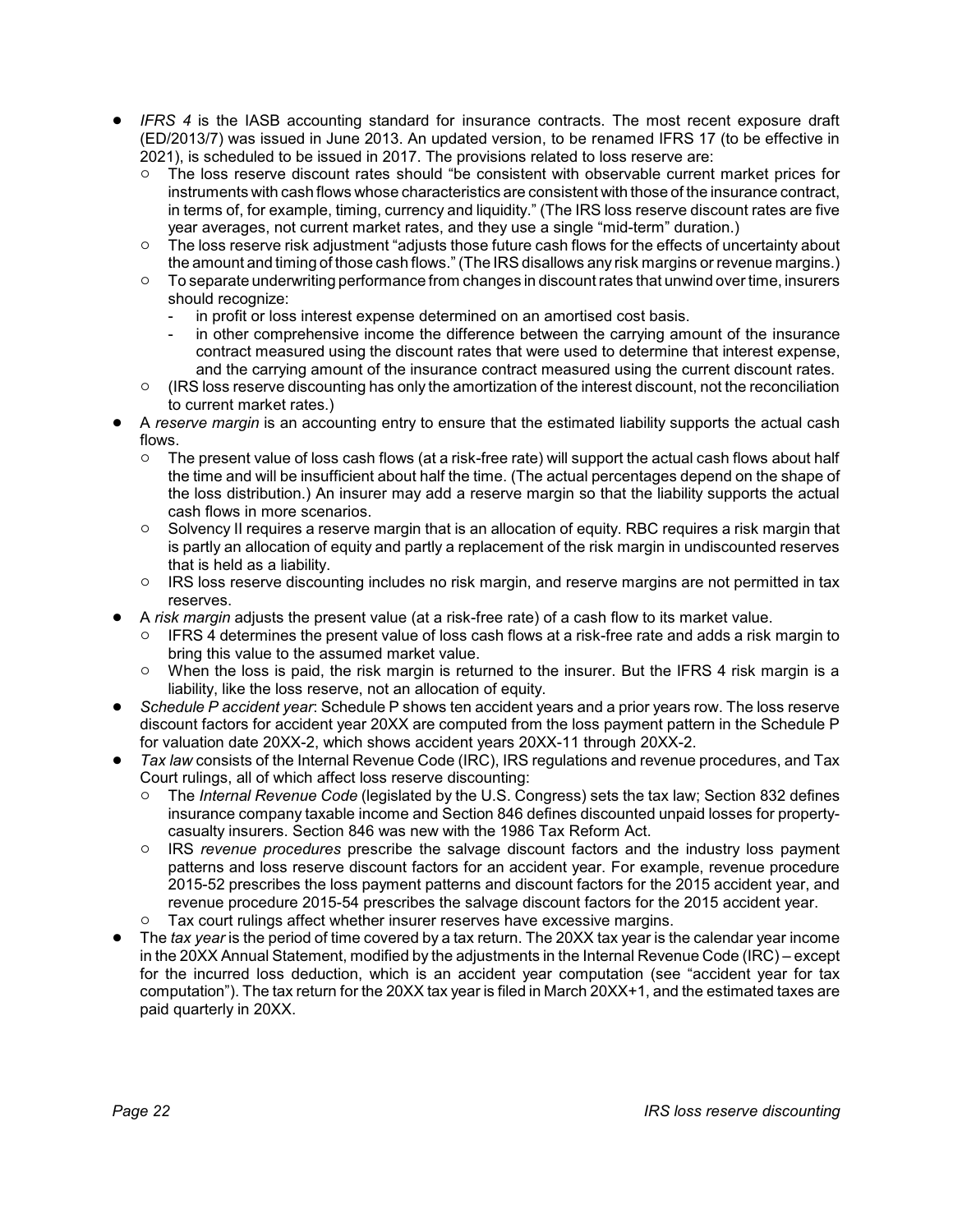- *IFRS 4* is the IASB accounting standard for insurance contracts. The most recent exposure draft (ED/2013/7) was issued in June 2013. An updated version, to be renamed IFRS 17 (to be effective in 2021), is scheduled to be issued in 2017. The provisions related to loss reserve are:
  - The loss reserve discount rates should "be consistent with observable current market prices for instruments with cash flows whose characteristics are consistent with those of the insurance contract, in terms of, for example, timing, currency and liquidity." (The IRS loss reserve discount rates are five year averages, not current market rates, and they use a single "mid-term" duration.)
  - The loss reserve risk adjustment "adjusts those future cash flows for the effects of uncertainty about the amount and timing of those cash flows." (The IRS disallows any risk margins or revenue margins.)
  - To separate underwriting performance from changes in discount rates that unwind over time, insurers should recognize:
    - in profit or loss interest expense determined on an amortised cost basis.
    - in other comprehensive income the difference between the carrying amount of the insurance contract measured using the discount rates that were used to determine that interest expense, and the carrying amount of the insurance contract measured using the current discount rates.
  - (IRS loss reserve discounting has only the amortization of the interest discount, not the reconciliation to current market rates.)
- A *reserve margin* is an accounting entry to ensure that the estimated liability supports the actual cash flows.
  - The present value of loss cash flows (at a risk-free rate) will support the actual cash flows about half the time and will be insufficient about half the time. (The actual percentages depend on the shape of the loss distribution.) An insurer may add a reserve margin so that the liability supports the actual cash flows in more scenarios.
  - Solvency II requires a reserve margin that is an allocation of equity. RBC requires a risk margin that is partly an allocation of equity and partly a replacement of the risk margin in undiscounted reserves that is held as a liability.
  - IRS loss reserve discounting includes no risk margin, and reserve margins are not permitted in tax reserves.
- A *risk margin* adjusts the present value (at a risk-free rate) of a cash flow to its market value.
  - IFRS 4 determines the present value of loss cash flows at a risk-free rate and adds a risk margin to bring this value to the assumed market value.
  - When the loss is paid, the risk margin is returned to the insurer. But the IFRS 4 risk margin is a liability, like the loss reserve, not an allocation of equity.
- *Schedule P accident year*: Schedule P shows ten accident years and a prior years row. The loss reserve discount factors for accident year 20XX are computed from the loss payment pattern in the Schedule P for valuation date 20XX-2, which shows accident years 20XX-11 through 20XX-2.
- *Tax law* consists of the Internal Revenue Code (IRC), IRS regulations and revenue procedures, and Tax Court rulings, all of which affect loss reserve discounting:
  - The *Internal Revenue Code* (legislated by the U.S. Congress) sets the tax law; Section 832 defines insurance company taxable income and Section 846 defines discounted unpaid losses for property-casualty insurers. Section 846 was new with the 1986 Tax Reform Act.
  - IRS *revenue procedures* prescribe the salvage discount factors and the industry loss payment patterns and loss reserve discount factors for an accident year. For example, revenue procedure 2015-52 prescribes the loss payment patterns and discount factors for the 2015 accident year, and revenue procedure 2015-54 prescribes the salvage discount factors for the 2015 accident year.
  - Tax court rulings affect whether insurer reserves have excessive margins.
- The *tax year* is the period of time covered by a tax return. The 20XX tax year is the calendar year income in the 20XX Annual Statement, modified by the adjustments in the Internal Revenue Code (IRC) – except for the incurred loss deduction, which is an accident year computation (see "accident year for tax computation"). The tax return for the 20XX tax year is filed in March 20XX+1, and the estimated taxes are paid quarterly in 20XX.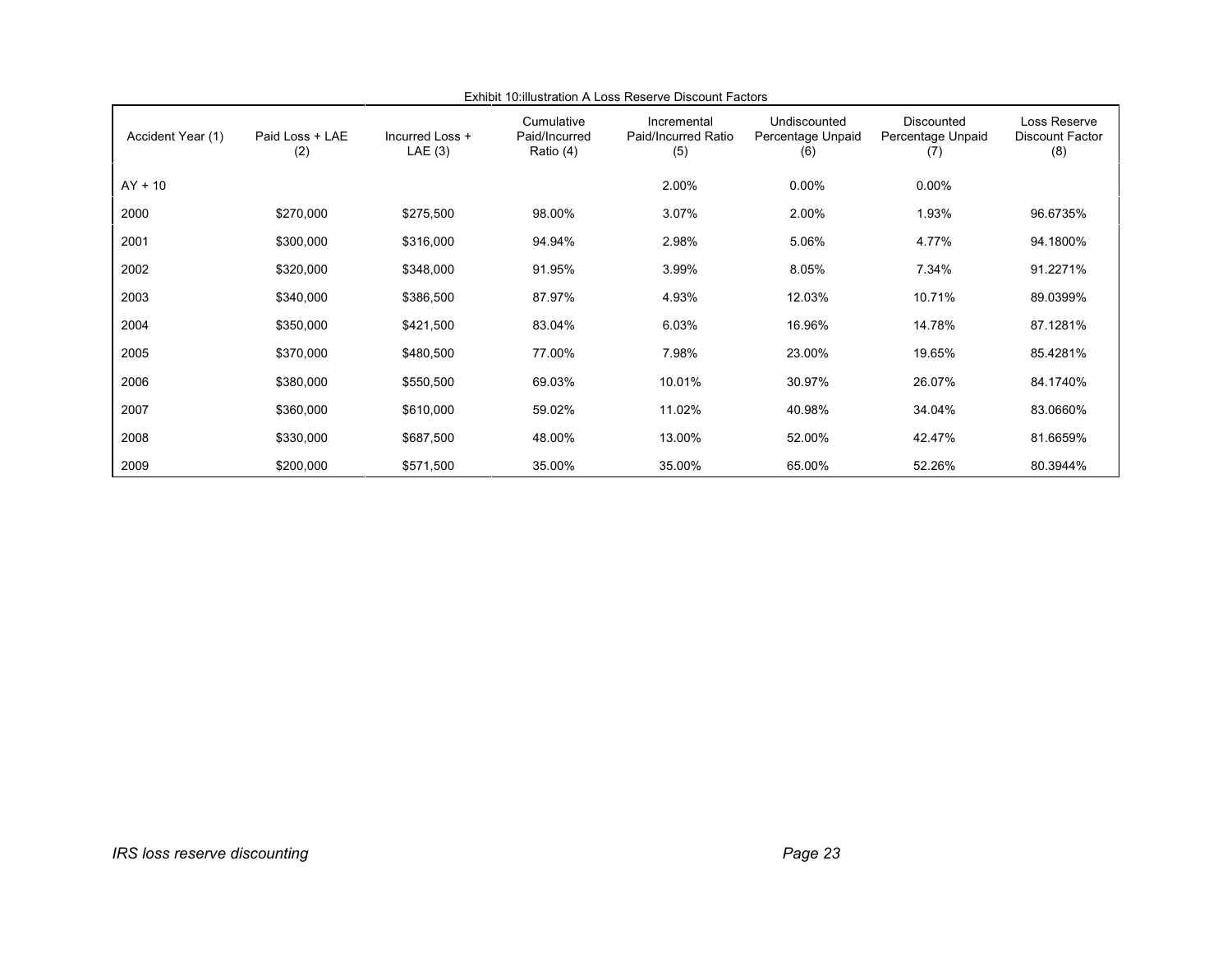Exhibit 10:illustration A Loss Reserve Discount Factors

| Accident Year (1) | Paid Loss + LAE (2) | Incurred Loss + LAE (3) | Cumulative Paid/Incurred Ratio (4) | Incremental Paid/Incurred Ratio (5) | Undiscounted Percentage Unpaid (6) | Discounted Percentage Unpaid (7) | Loss Reserve Discount Factor (8) |
|---|---|---|---|---|---|---|---|
| AY + 10 | | | | 2.00% | 0.00% | 0.00% | |
| 2000 | $270,000 | $275,500 | 98.00% | 3.07% | 2.00% | 1.93% | 96.6735% |
| 2001 | $300,000 | $316,000 | 94.94% | 2.98% | 5.06% | 4.77% | 94.1800% |
| 2002 | $320,000 | $348,000 | 91.95% | 3.99% | 8.05% | 7.34% | 91.2271% |
| 2003 | $340,000 | $386,500 | 87.97% | 4.93% | 12.03% | 10.71% | 89.0399% |
| 2004 | $350,000 | $421,500 | 83.04% | 6.03% | 16.96% | 14.78% | 87.1281% |
| 2005 | $370,000 | $480,500 | 77.00% | 7.98% | 23.00% | 19.65% | 85.4281% |
| 2006 | $380,000 | $550,500 | 69.03% | 10.01% | 30.97% | 26.07% | 84.1740% |
| 2007 | $360,000 | $610,000 | 59.02% | 11.02% | 40.98% | 34.04% | 83.0660% |
| 2008 | $330,000 | $687,500 | 48.00% | 13.00% | 52.00% | 42.47% | 81.6659% |
| 2009 | $200,000 | $571,500 | 35.00% | 35.00% | 65.00% | 52.26% | 80.3944% |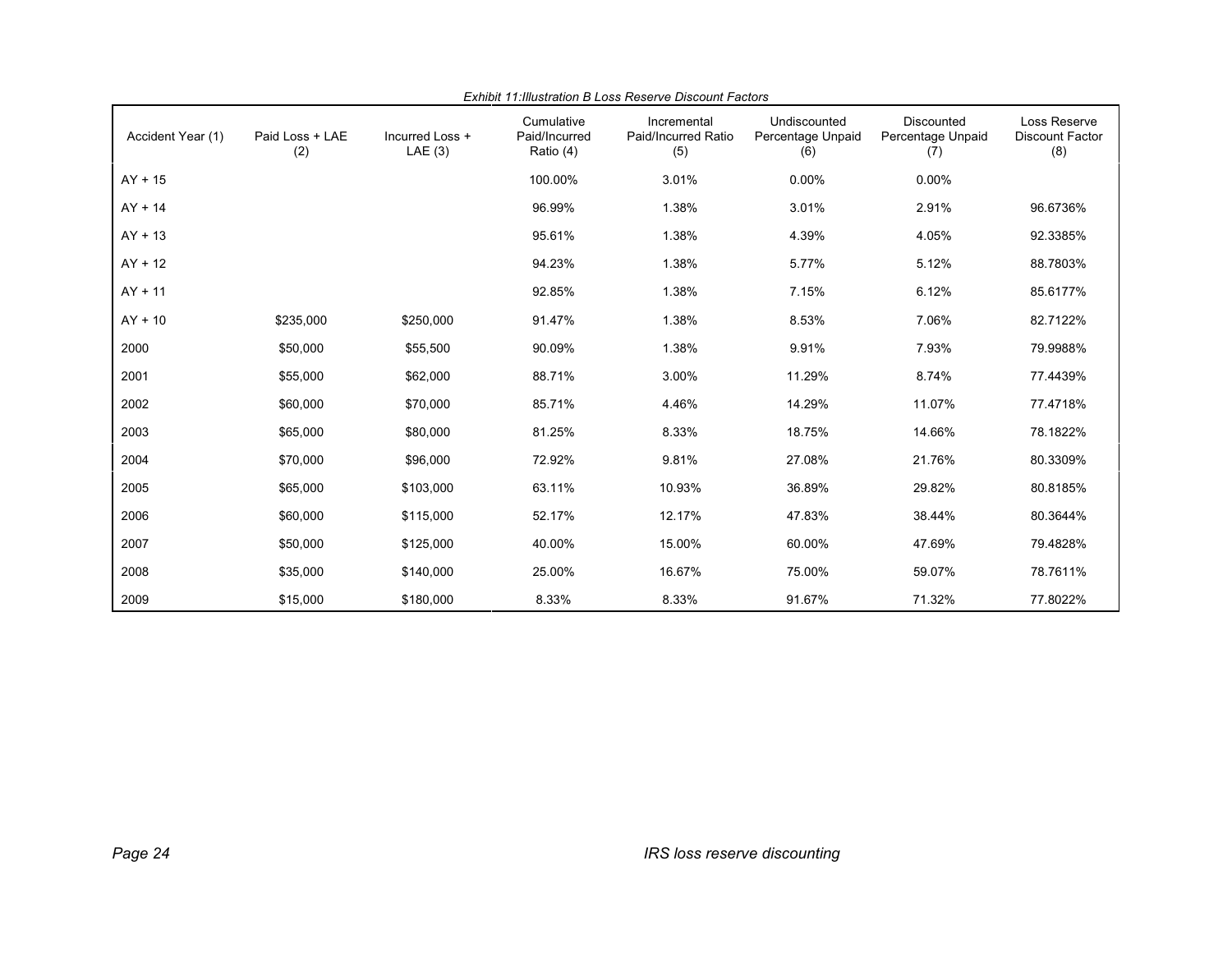*Exhibit 11:Illustration B Loss Reserve Discount Factors*

| Accident Year (1) | Paid Loss + LAE (2) | Incurred Loss + LAE (3) | Cumulative Paid/Incurred Ratio (4) | Incremental Paid/Incurred Ratio (5) | Undiscounted Percentage Unpaid (6) | Discounted Percentage Unpaid (7) | Loss Reserve Discount Factor (8) |
|---|---|---|---|---|---|---|---|
| AY + 15 | | | 100.00% | 3.01% | 0.00% | 0.00% | |
| AY + 14 | | | 96.99% | 1.38% | 3.01% | 2.91% | 96.6736% |
| AY + 13 | | | 95.61% | 1.38% | 4.39% | 4.05% | 92.3385% |
| AY + 12 | | | 94.23% | 1.38% | 5.77% | 5.12% | 88.7803% |
| AY + 11 | | | 92.85% | 1.38% | 7.15% | 6.12% | 85.6177% |
| AY + 10 | $235,000 | $250,000 | 91.47% | 1.38% | 8.53% | 7.06% | 82.7122% |
| 2000 | $50,000 | $55,500 | 90.09% | 1.38% | 9.91% | 7.93% | 79.9988% |
| 2001 | $55,000 | $62,000 | 88.71% | 3.00% | 11.29% | 8.74% | 77.4439% |
| 2002 | $60,000 | $70,000 | 85.71% | 4.46% | 14.29% | 11.07% | 77.4718% |
| 2003 | $65,000 | $80,000 | 81.25% | 8.33% | 18.75% | 14.66% | 78.1822% |
| 2004 | $70,000 | $96,000 | 72.92% | 9.81% | 27.08% | 21.76% | 80.3309% |
| 2005 | $65,000 | $103,000 | 63.11% | 10.93% | 36.89% | 29.82% | 80.8185% |
| 2006 | $60,000 | $115,000 | 52.17% | 12.17% | 47.83% | 38.44% | 80.3644% |
| 2007 | $50,000 | $125,000 | 40.00% | 15.00% | 60.00% | 47.69% | 79.4828% |
| 2008 | $35,000 | $140,000 | 25.00% | 16.67% | 75.00% | 59.07% | 78.7611% |
| 2009 | $15,000 | $180,000 | 8.33% | 8.33% | 91.67% | 71.32% | 77.8022% |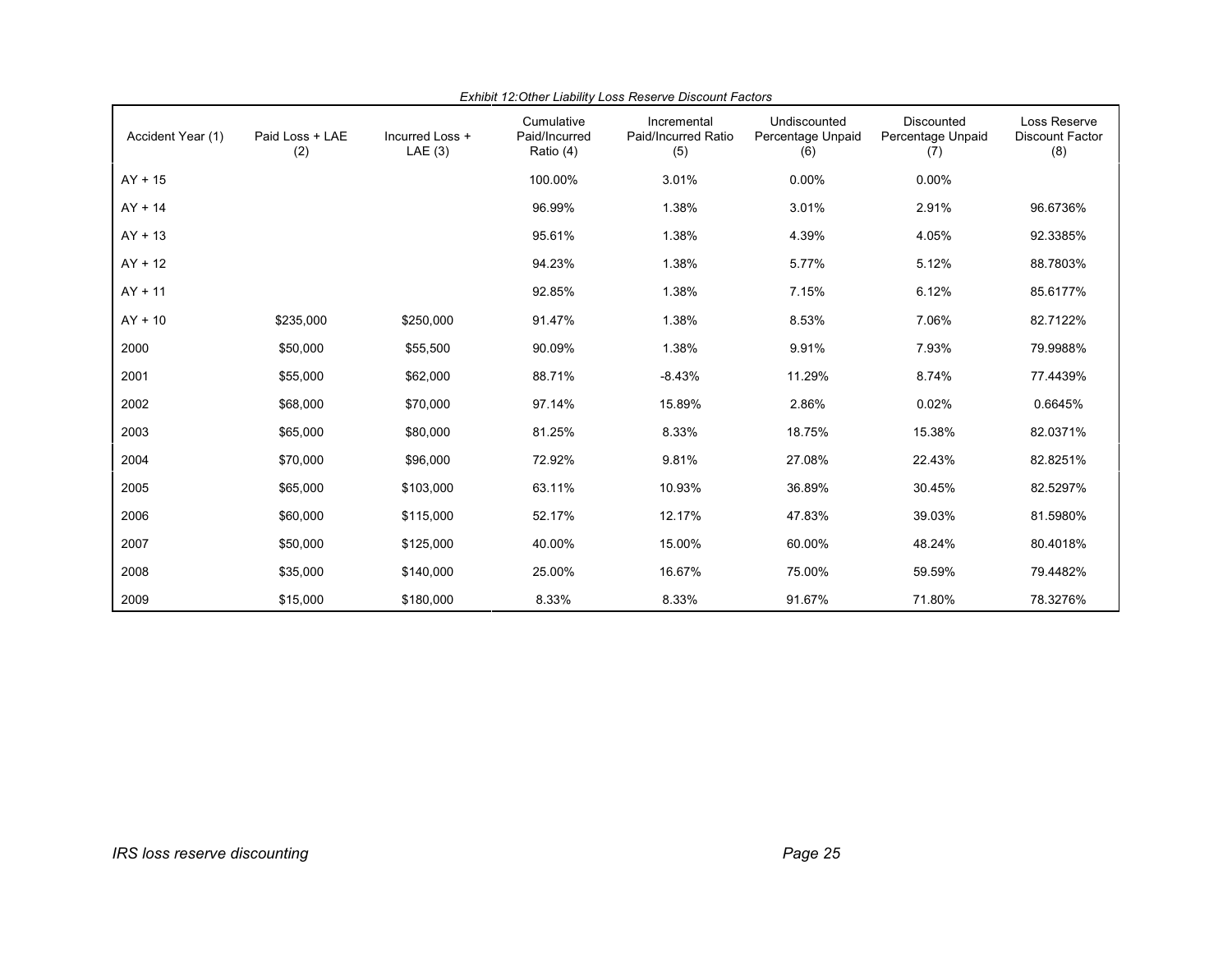*Exhibit 12:Other Liability Loss Reserve Discount Factors*

| Accident Year (1) | Paid Loss + LAE (2) | Incurred Loss + LAE (3) | Cumulative Paid/Incurred Ratio (4) | Incremental Paid/Incurred Ratio (5) | Undiscounted Percentage Unpaid (6) | Discounted Percentage Unpaid (7) | Loss Reserve Discount Factor (8) |
|---|---|---|---|---|---|---|---|
| AY + 15 | | | 100.00% | 3.01% | 0.00% | 0.00% | |
| AY + 14 | | | 96.99% | 1.38% | 3.01% | 2.91% | 96.6736% |
| AY + 13 | | | 95.61% | 1.38% | 4.39% | 4.05% | 92.3385% |
| AY + 12 | | | 94.23% | 1.38% | 5.77% | 5.12% | 88.7803% |
| AY + 11 | | | 92.85% | 1.38% | 7.15% | 6.12% | 85.6177% |
| AY + 10 | $235,000 | $250,000 | 91.47% | 1.38% | 8.53% | 7.06% | 82.7122% |
| 2000 | $50,000 | $55,500 | 90.09% | 1.38% | 9.91% | 7.93% | 79.9988% |
| 2001 | $55,000 | $62,000 | 88.71% | -8.43% | 11.29% | 8.74% | 77.4439% |
| 2002 | $68,000 | $70,000 | 97.14% | 15.89% | 2.86% | 0.02% | 0.6645% |
| 2003 | $65,000 | $80,000 | 81.25% | 8.33% | 18.75% | 15.38% | 82.0371% |
| 2004 | $70,000 | $96,000 | 72.92% | 9.81% | 27.08% | 22.43% | 82.8251% |
| 2005 | $65,000 | $103,000 | 63.11% | 10.93% | 36.89% | 30.45% | 82.5297% |
| 2006 | $60,000 | $115,000 | 52.17% | 12.17% | 47.83% | 39.03% | 81.5980% |
| 2007 | $50,000 | $125,000 | 40.00% | 15.00% | 60.00% | 48.24% | 80.4018% |
| 2008 | $35,000 | $140,000 | 25.00% | 16.67% | 75.00% | 59.59% | 79.4482% |
| 2009 | $15,000 | $180,000 | 8.33% | 8.33% | 91.67% | 71.80% | 78.3276% |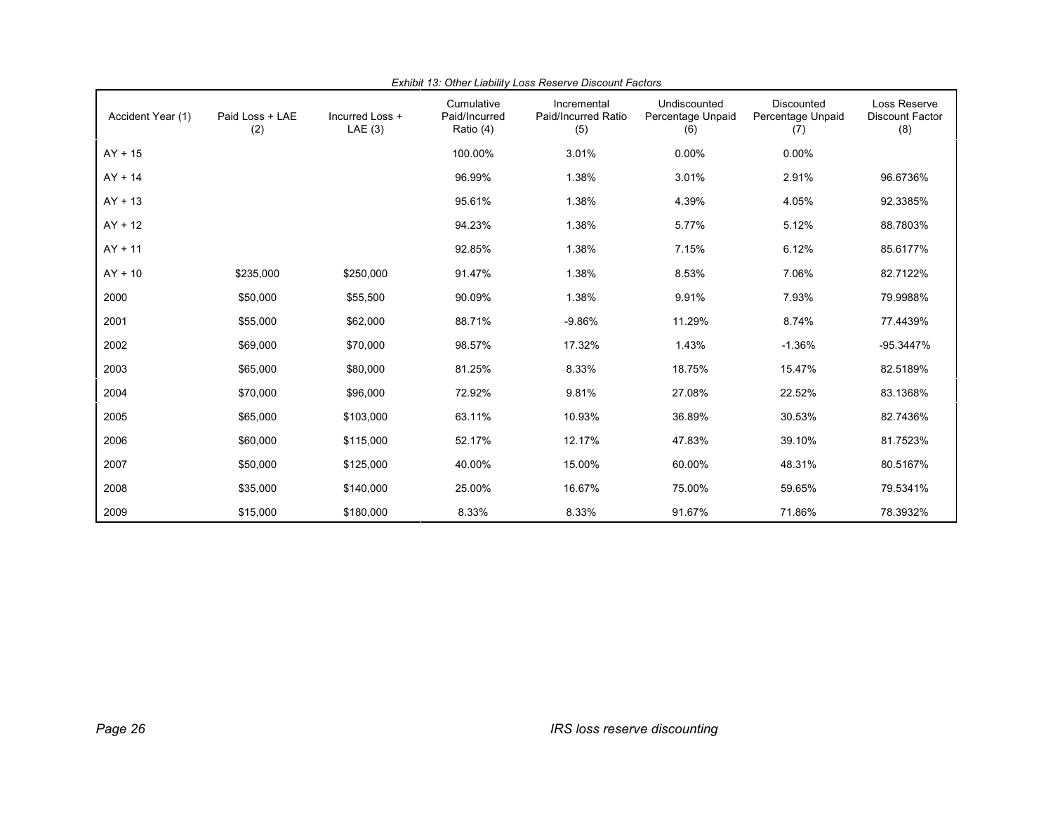*Exhibit 13: Other Liability Loss Reserve Discount Factors*

| Accident Year (1) | Paid Loss + LAE (2) | Incurred Loss + LAE (3) | Cumulative Paid/Incurred Ratio (4) | Incremental Paid/Incurred Ratio (5) | Undiscounted Percentage Unpaid (6) | Discounted Percentage Unpaid (7) | Loss Reserve Discount Factor (8) |
|---|---|---|---|---|---|---|---|
| AY + 15 | | | 100.00% | 3.01% | 0.00% | 0.00% | |
| AY + 14 | | | 96.99% | 1.38% | 3.01% | 2.91% | 96.6736% |
| AY + 13 | | | 95.61% | 1.38% | 4.39% | 4.05% | 92.3385% |
| AY + 12 | | | 94.23% | 1.38% | 5.77% | 5.12% | 88.7803% |
| AY + 11 | | | 92.85% | 1.38% | 7.15% | 6.12% | 85.6177% |
| AY + 10 | $235,000 | $250,000 | 91.47% | 1.38% | 8.53% | 7.06% | 82.7122% |
| 2000 | $50,000 | $55,500 | 90.09% | 1.38% | 9.91% | 7.93% | 79.9988% |
| 2001 | $55,000 | $62,000 | 88.71% | -9.86% | 11.29% | 8.74% | 77.4439% |
| 2002 | $69,000 | $70,000 | 98.57% | 17.32% | 1.43% | -1.36% | -95.3447% |
| 2003 | $65,000 | $80,000 | 81.25% | 8.33% | 18.75% | 15.47% | 82.5189% |
| 2004 | $70,000 | $96,000 | 72.92% | 9.81% | 27.08% | 22.52% | 83.1368% |
| 2005 | $65,000 | $103,000 | 63.11% | 10.93% | 36.89% | 30.53% | 82.7436% |
| 2006 | $60,000 | $115,000 | 52.17% | 12.17% | 47.83% | 39.10% | 81.7523% |
| 2007 | $50,000 | $125,000 | 40.00% | 15.00% | 60.00% | 48.31% | 80.5167% |
| 2008 | $35,000 | $140,000 | 25.00% | 16.67% | 75.00% | 59.65% | 79.5341% |
| 2009 | $15,000 | $180,000 | 8.33% | 8.33% | 91.67% | 71.86% | 78.3932% |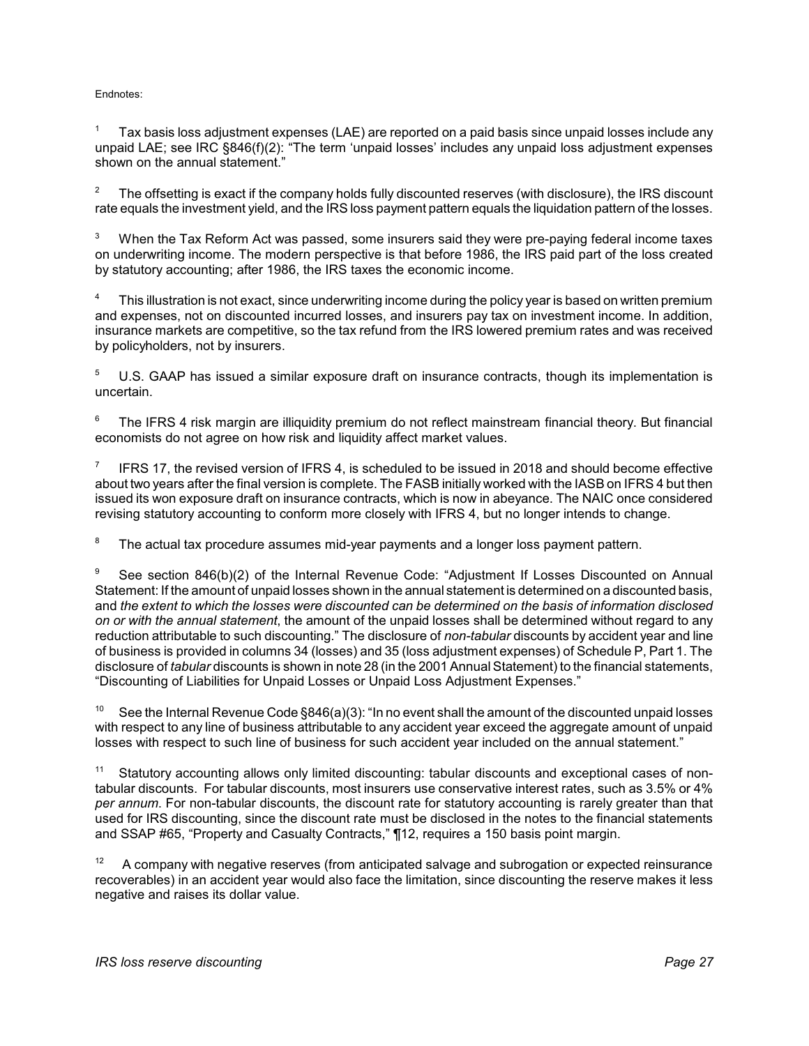Endnotes:

[1] Tax basis loss adjustment expenses (LAE) are reported on a paid basis since unpaid losses include any unpaid LAE; see IRC §846(f)(2): "The term 'unpaid losses' includes any unpaid loss adjustment expenses shown on the annual statement."

[2] The offsetting is exact if the company holds fully discounted reserves (with disclosure), the IRS discount rate equals the investment yield, and the IRS loss payment pattern equals the liquidation pattern of the losses.

[3] When the Tax Reform Act was passed, some insurers said they were pre-paying federal income taxes on underwriting income. The modern perspective is that before 1986, the IRS paid part of the loss created by statutory accounting; after 1986, the IRS taxes the economic income.

[4] This illustration is not exact, since underwriting income during the policy year is based on written premium and expenses, not on discounted incurred losses, and insurers pay tax on investment income. In addition, insurance markets are competitive, so the tax refund from the IRS lowered premium rates and was received by policyholders, not by insurers.

[5] U.S. GAAP has issued a similar exposure draft on insurance contracts, though its implementation is uncertain.

[6] The IFRS 4 risk margin are illiquidity premium do not reflect mainstream financial theory. But financial economists do not agree on how risk and liquidity affect market values.

[7] IFRS 17, the revised version of IFRS 4, is scheduled to be issued in 2018 and should become effective about two years after the final version is complete. The FASB initially worked with the IASB on IFRS 4 but then issued its won exposure draft on insurance contracts, which is now in abeyance. The NAIC once considered revising statutory accounting to conform more closely with IFRS 4, but no longer intends to change.

[8] The actual tax procedure assumes mid-year payments and a longer loss payment pattern.

[9] See section 846(b)(2) of the Internal Revenue Code: "Adjustment If Losses Discounted on Annual Statement: If the amount of unpaid losses shown in the annual statement is determined on a discounted basis, and *the extent to which the losses were discounted can be determined on the basis of information disclosed on or with the annual statement*, the amount of the unpaid losses shall be determined without regard to any reduction attributable to such discounting." The disclosure of *non-tabular* discounts by accident year and line of business is provided in columns 34 (losses) and 35 (loss adjustment expenses) of Schedule P, Part 1. The disclosure of *tabular* discounts is shown in note 28 (in the 2001 Annual Statement) to the financial statements, "Discounting of Liabilities for Unpaid Losses or Unpaid Loss Adjustment Expenses."

[10] See the Internal Revenue Code §846(a)(3): "In no event shall the amount of the discounted unpaid losses with respect to any line of business attributable to any accident year exceed the aggregate amount of unpaid losses with respect to such line of business for such accident year included on the annual statement."

[11] Statutory accounting allows only limited discounting: tabular discounts and exceptional cases of non-tabular discounts. For tabular discounts, most insurers use conservative interest rates, such as 3.5% or 4% *per annum*. For non-tabular discounts, the discount rate for statutory accounting is rarely greater than that used for IRS discounting, since the discount rate must be disclosed in the notes to the financial statements and SSAP #65, "Property and Casualty Contracts," ¶12, requires a 150 basis point margin.

[12] A company with negative reserves (from anticipated salvage and subrogation or expected reinsurance recoverables) in an accident year would also face the limitation, since discounting the reserve makes it less negative and raises its dollar value.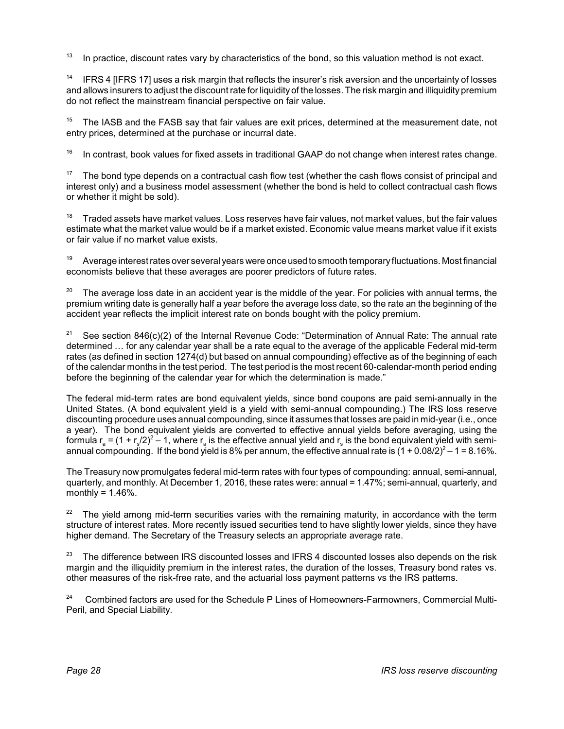[13] In practice, discount rates vary by characteristics of the bond, so this valuation method is not exact.

[14] IFRS 4 [IFRS 17] uses a risk margin that reflects the insurer's risk aversion and the uncertainty of losses and allows insurers to adjust the discount rate for liquidity of the losses. The risk margin and illiquidity premium do not reflect the mainstream financial perspective on fair value.

[15] The IASB and the FASB say that fair values are exit prices, determined at the measurement date, not entry prices, determined at the purchase or incurral date.

[16] In contrast, book values for fixed assets in traditional GAAP do not change when interest rates change.

[17] The bond type depends on a contractual cash flow test (whether the cash flows consist of principal and interest only) and a business model assessment (whether the bond is held to collect contractual cash flows or whether it might be sold).

[18] Traded assets have market values. Loss reserves have fair values, not market values, but the fair values estimate what the market value would be if a market existed. Economic value means market value if it exists or fair value if no market value exists.

[19] Average interest rates over several years were once used to smooth temporary fluctuations. Most financial economists believe that these averages are poorer predictors of future rates.

[20] The average loss date in an accident year is the middle of the year. For policies with annual terms, the premium writing date is generally half a year before the average loss date, so the rate an the beginning of the accident year reflects the implicit interest rate on bonds bought with the policy premium.

[21] See section 846(c)(2) of the Internal Revenue Code: "Determination of Annual Rate: The annual rate determined … for any calendar year shall be a rate equal to the average of the applicable Federal mid-term rates (as defined in section 1274(d) but based on annual compounding) effective as of the beginning of each of the calendar months in the test period. The test period is the most recent 60-calendar-month period ending before the beginning of the calendar year for which the determination is made."

The federal mid-term rates are bond equivalent yields, since bond coupons are paid semi-annually in the United States. (A bond equivalent yield is a yield with semi-annual compounding.) The IRS loss reserve discounting procedure uses annual compounding, since it assumes that losses are paid in mid-year (i.e., once a year). The bond equivalent yields are converted to effective annual yields before averaging, using the formula $r_a = (1 + r_s/2)^2 - 1$, where $r_a$ is the effective annual yield and $r_s$ is the bond equivalent yield with semi-annual compounding. If the bond yield is 8% per annum, the effective annual rate is $(1 + 0.08/2)^2 - 1 = 8.16\%$.

The Treasury now promulgates federal mid-term rates with four types of compounding: annual, semi-annual, quarterly, and monthly. At December 1, 2016, these rates were: annual = 1.47%; semi-annual, quarterly, and monthly = 1.46%.

[22] The yield among mid-term securities varies with the remaining maturity, in accordance with the term structure of interest rates. More recently issued securities tend to have slightly lower yields, since they have higher demand. The Secretary of the Treasury selects an appropriate average rate.

[23] The difference between IRS discounted losses and IFRS 4 discounted losses also depends on the risk margin and the illiquidity premium in the interest rates, the duration of the losses, Treasury bond rates vs. other measures of the risk-free rate, and the actuarial loss payment patterns vs the IRS patterns.

[24] Combined factors are used for the Schedule P Lines of Homeowners-Farmowners, Commercial Multi-Peril, and Special Liability.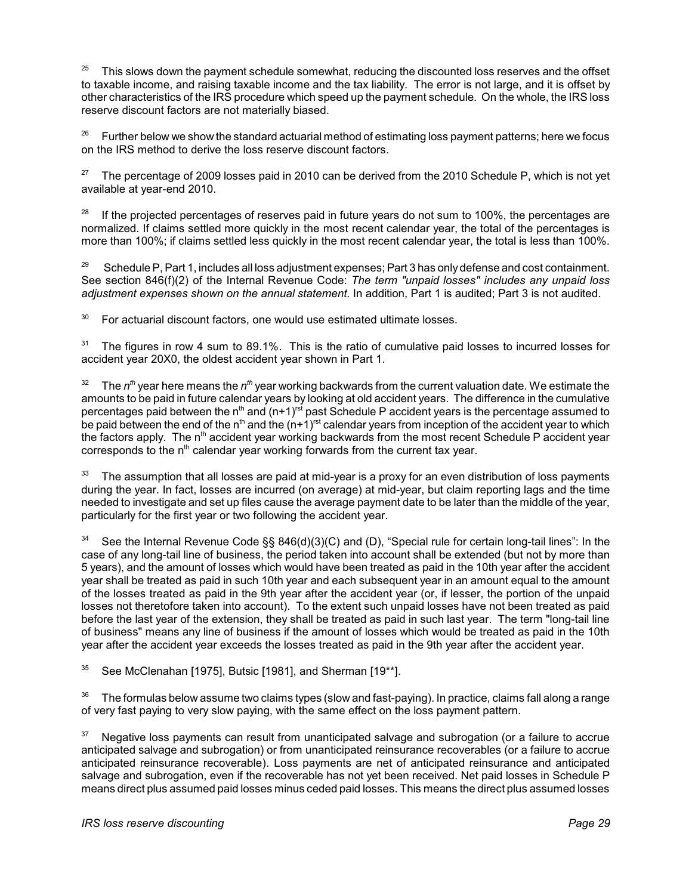[25] This slows down the payment schedule somewhat, reducing the discounted loss reserves and the offset to taxable income, and raising taxable income and the tax liability. The error is not large, and it is offset by other characteristics of the IRS procedure which speed up the payment schedule. On the whole, the IRS loss reserve discount factors are not materially biased.

[26] Further below we show the standard actuarial method of estimating loss payment patterns; here we focus on the IRS method to derive the loss reserve discount factors.

[27] The percentage of 2009 losses paid in 2010 can be derived from the 2010 Schedule P, which is not yet available at year-end 2010.

[28] If the projected percentages of reserves paid in future years do not sum to 100%, the percentages are normalized. If claims settled more quickly in the most recent calendar year, the total of the percentages is more than 100%; if claims settled less quickly in the most recent calendar year, the total is less than 100%.

[29] Schedule P, Part 1, includes all loss adjustment expenses; Part 3 has only defense and cost containment. See section 846(f)(2) of the Internal Revenue Code: *The term "unpaid losses" includes any unpaid loss adjustment expenses shown on the annual statement.* In addition, Part 1 is audited; Part 3 is not audited.

[30] For actuarial discount factors, one would use estimated ultimate losses.

[31] The figures in row 4 sum to 89.1%. This is the ratio of cumulative paid losses to incurred losses for accident year 20X0, the oldest accident year shown in Part 1.

[32] The $n^{th}$ year here means the $n^{th}$ year working backwards from the current valuation date. We estimate the amounts to be paid in future calendar years by looking at old accident years. The difference in the cumulative percentages paid between the $n^{th}$ and $(n+1)^{rst}$ past Schedule P accident years is the percentage assumed to be paid between the end of the $n^{th}$ and the $(n+1)^{rst}$ calendar years from inception of the accident year to which the factors apply. The $n^{th}$ accident year working backwards from the most recent Schedule P accident year corresponds to the $n^{th}$ calendar year working forwards from the current tax year.

[33] The assumption that all losses are paid at mid-year is a proxy for an even distribution of loss payments during the year. In fact, losses are incurred (on average) at mid-year, but claim reporting lags and the time needed to investigate and set up files cause the average payment date to be later than the middle of the year, particularly for the first year or two following the accident year.

[34] See the Internal Revenue Code §§ 846(d)(3)(C) and (D), "Special rule for certain long-tail lines": In the case of any long-tail line of business, the period taken into account shall be extended (but not by more than 5 years), and the amount of losses which would have been treated as paid in the 10th year after the accident year shall be treated as paid in such 10th year and each subsequent year in an amount equal to the amount of the losses treated as paid in the 9th year after the accident year (or, if lesser, the portion of the unpaid losses not theretofore taken into account). To the extent such unpaid losses have not been treated as paid before the last year of the extension, they shall be treated as paid in such last year. The term "long-tail line of business" means any line of business if the amount of losses which would be treated as paid in the 10th year after the accident year exceeds the losses treated as paid in the 9th year after the accident year.

[35] See McClenahan [1975], Butsic [1981], and Sherman [19**].

[36] The formulas below assume two claims types (slow and fast-paying). In practice, claims fall along a range of very fast paying to very slow paying, with the same effect on the loss payment pattern.

[37] Negative loss payments can result from unanticipated salvage and subrogation (or a failure to accrue anticipated salvage and subrogation) or from unanticipated reinsurance recoverables (or a failure to accrue anticipated reinsurance recoverable). Loss payments are net of anticipated reinsurance and anticipated salvage and subrogation, even if the recoverable has not yet been received. Net paid losses in Schedule P means direct plus assumed paid losses minus ceded paid losses. This means the direct plus assumed losses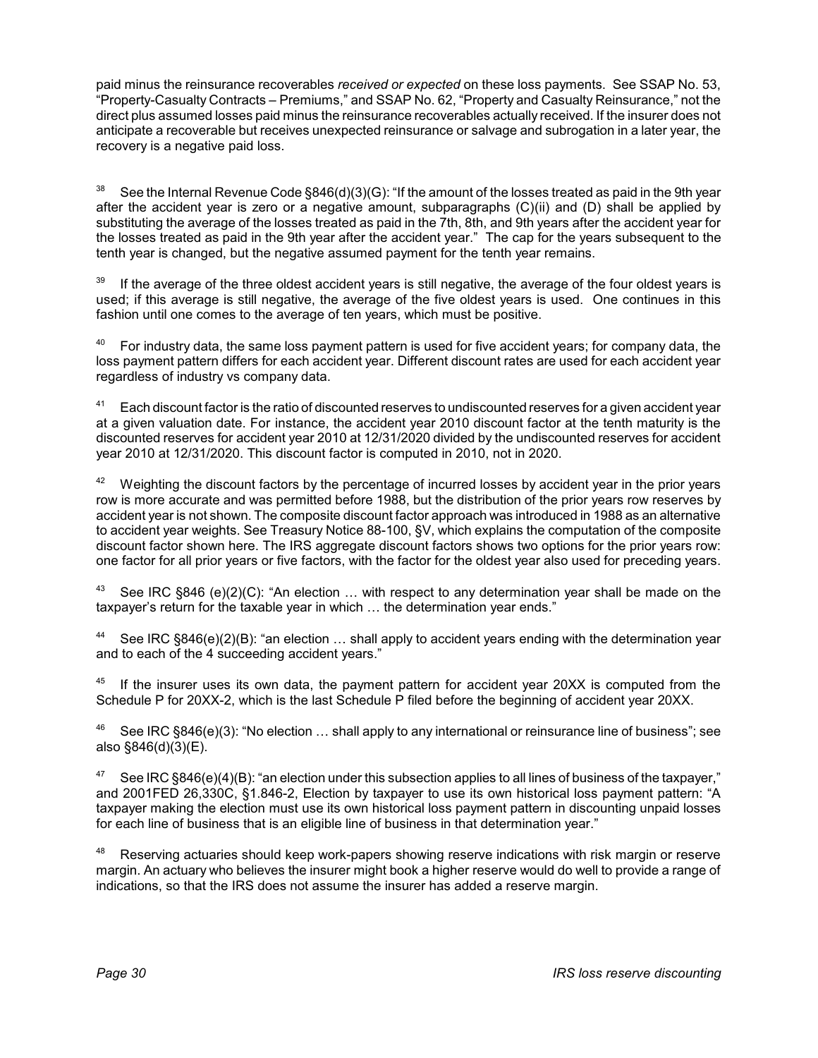paid minus the reinsurance recoverables *received or expected* on these loss payments. See SSAP No. 53, "Property-Casualty Contracts – Premiums," and SSAP No. 62, "Property and Casualty Reinsurance," not the direct plus assumed losses paid minus the reinsurance recoverables actually received. If the insurer does not anticipate a recoverable but receives unexpected reinsurance or salvage and subrogation in a later year, the recovery is a negative paid loss.

[38] See the Internal Revenue Code §846(d)(3)(G): "If the amount of the losses treated as paid in the 9th year after the accident year is zero or a negative amount, subparagraphs (C)(ii) and (D) shall be applied by substituting the average of the losses treated as paid in the 7th, 8th, and 9th years after the accident year for the losses treated as paid in the 9th year after the accident year." The cap for the years subsequent to the tenth year is changed, but the negative assumed payment for the tenth year remains.

[39] If the average of the three oldest accident years is still negative, the average of the four oldest years is used; if this average is still negative, the average of the five oldest years is used. One continues in this fashion until one comes to the average of ten years, which must be positive.

[40] For industry data, the same loss payment pattern is used for five accident years; for company data, the loss payment pattern differs for each accident year. Different discount rates are used for each accident year regardless of industry vs company data.

[41] Each discount factor is the ratio of discounted reserves to undiscounted reserves for a given accident year at a given valuation date. For instance, the accident year 2010 discount factor at the tenth maturity is the discounted reserves for accident year 2010 at 12/31/2020 divided by the undiscounted reserves for accident year 2010 at 12/31/2020. This discount factor is computed in 2010, not in 2020.

[42] Weighting the discount factors by the percentage of incurred losses by accident year in the prior years row is more accurate and was permitted before 1988, but the distribution of the prior years row reserves by accident year is not shown. The composite discount factor approach was introduced in 1988 as an alternative to accident year weights. See Treasury Notice 88-100, §V, which explains the computation of the composite discount factor shown here. The IRS aggregate discount factors shows two options for the prior years row: one factor for all prior years or five factors, with the factor for the oldest year also used for preceding years.

[43] See IRC §846 (e)(2)(C): "An election … with respect to any determination year shall be made on the taxpayer's return for the taxable year in which … the determination year ends."

[44] See IRC §846(e)(2)(B): "an election … shall apply to accident years ending with the determination year and to each of the 4 succeeding accident years."

[45] If the insurer uses its own data, the payment pattern for accident year 20XX is computed from the Schedule P for 20XX-2, which is the last Schedule P filed before the beginning of accident year 20XX.

[46] See IRC §846(e)(3): "No election … shall apply to any international or reinsurance line of business"; see also §846(d)(3)(E).

[47] See IRC §846(e)(4)(B): "an election under this subsection applies to all lines of business of the taxpayer," and 2001FED 26,330C, §1.846-2, Election by taxpayer to use its own historical loss payment pattern: "A taxpayer making the election must use its own historical loss payment pattern in discounting unpaid losses for each line of business that is an eligible line of business in that determination year."

[48] Reserving actuaries should keep work-papers showing reserve indications with risk margin or reserve margin. An actuary who believes the insurer might book a higher reserve would do well to provide a range of indications, so that the IRS does not assume the insurer has added a reserve margin.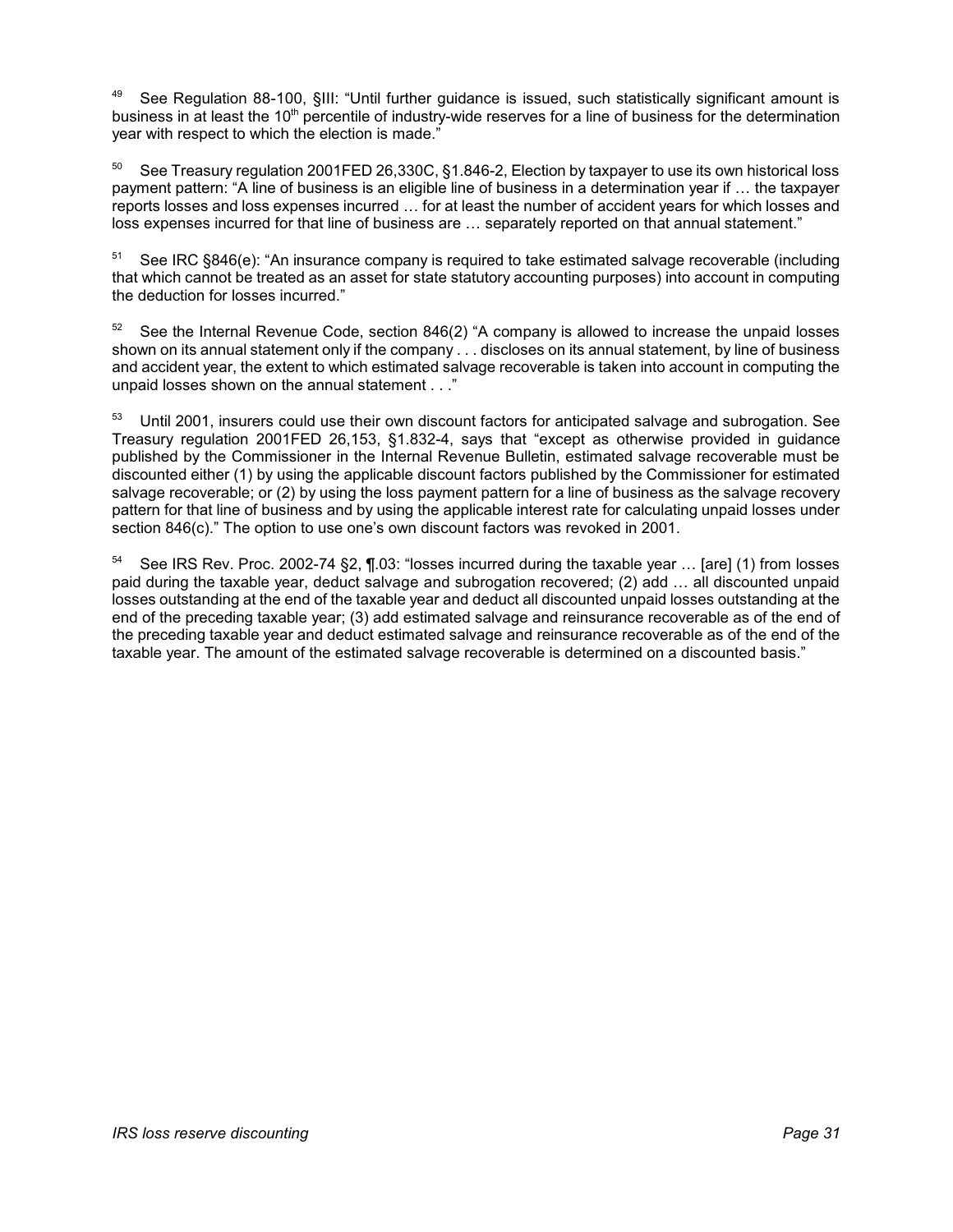[49] See Regulation 88-100, §III: "Until further guidance is issued, such statistically significant amount is business in at least the 10th percentile of industry-wide reserves for a line of business for the determination year with respect to which the election is made."

[50] See Treasury regulation 2001FED 26,330C, §1.846-2, Election by taxpayer to use its own historical loss payment pattern: "A line of business is an eligible line of business in a determination year if … the taxpayer reports losses and loss expenses incurred … for at least the number of accident years for which losses and loss expenses incurred for that line of business are … separately reported on that annual statement."

[51] See IRC §846(e): "An insurance company is required to take estimated salvage recoverable (including that which cannot be treated as an asset for state statutory accounting purposes) into account in computing the deduction for losses incurred."

[52] See the Internal Revenue Code, section 846(2) "A company is allowed to increase the unpaid losses shown on its annual statement only if the company . . . discloses on its annual statement, by line of business and accident year, the extent to which estimated salvage recoverable is taken into account in computing the unpaid losses shown on the annual statement . . ."

[53] Until 2001, insurers could use their own discount factors for anticipated salvage and subrogation. See Treasury regulation 2001FED 26,153, §1.832-4, says that "except as otherwise provided in guidance published by the Commissioner in the Internal Revenue Bulletin, estimated salvage recoverable must be discounted either (1) by using the applicable discount factors published by the Commissioner for estimated salvage recoverable; or (2) by using the loss payment pattern for a line of business as the salvage recovery pattern for that line of business and by using the applicable interest rate for calculating unpaid losses under section 846(c)." The option to use one's own discount factors was revoked in 2001.

[54] See IRS Rev. Proc. 2002-74 §2, ¶.03: "losses incurred during the taxable year … [are] (1) from losses paid during the taxable year, deduct salvage and subrogation recovered; (2) add … all discounted unpaid losses outstanding at the end of the taxable year and deduct all discounted unpaid losses outstanding at the end of the preceding taxable year; (3) add estimated salvage and reinsurance recoverable as of the end of the preceding taxable year and deduct estimated salvage and reinsurance recoverable as of the end of the taxable year. The amount of the estimated salvage recoverable is determined on a discounted basis."